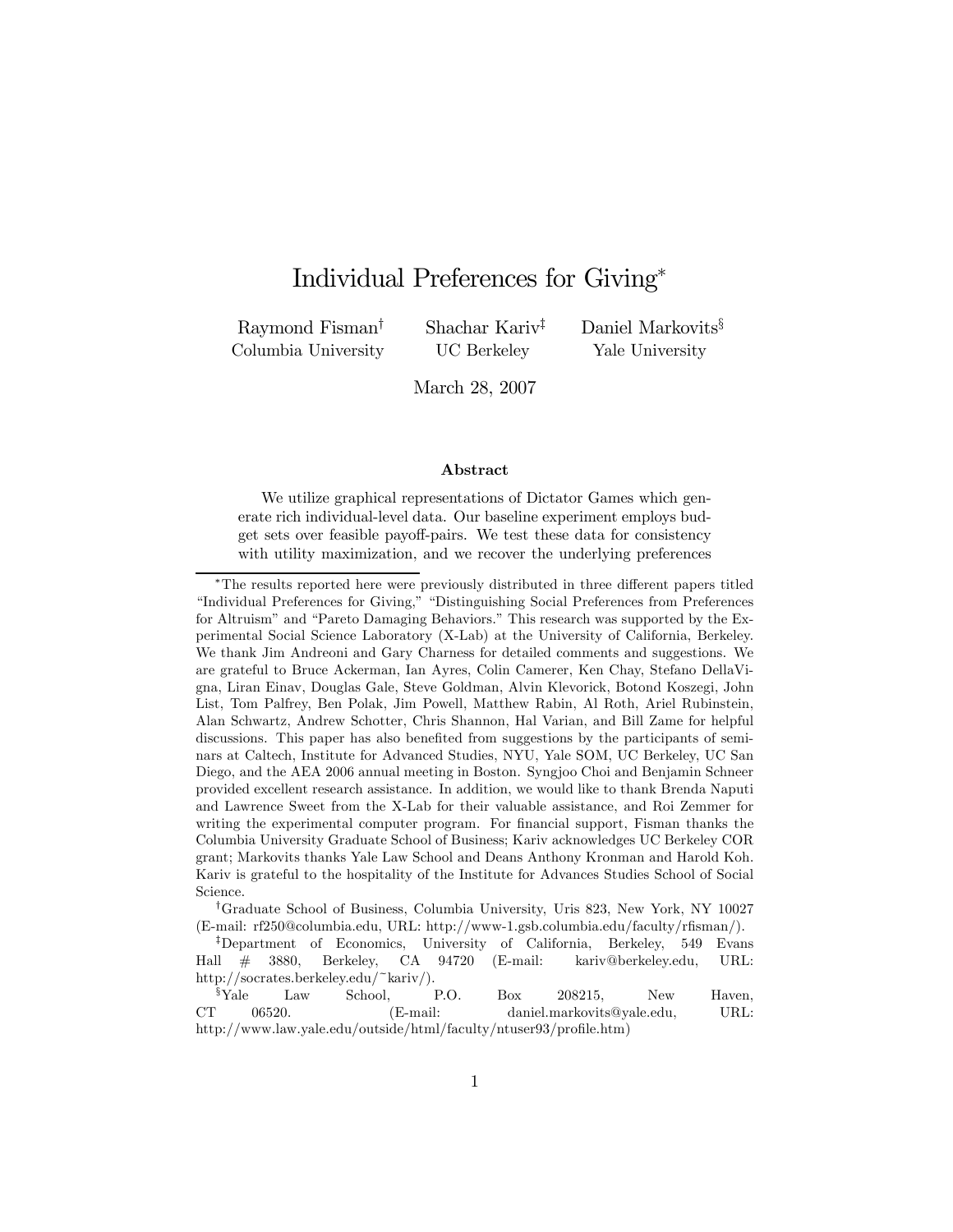# Individual Preferences for Giving*

Raymond Fisman[†] Columbia University

Shachar Kariv[‡] UC Berkeley

Daniel Markovits[§] Yale University

March 28, 2007

### Abstract

We utilize graphical representations of Dictator Games which generate rich individual-level data. Our baseline experiment employs budget sets over feasible payoff-pairs. We test these data for consistency with utility maximization, and we recover the underlying preferences

---

*The results reported here were previously distributed in three different papers titled "Individual Preferences for Giving," "Distinguishing Social Preferences from Preferences for Altruism" and "Pareto Damaging Behaviors." This research was supported by the Experimental Social Science Laboratory (X-Lab) at the University of California, Berkeley. We thank Jim Andreoni and Gary Charness for detailed comments and suggestions. We are grateful to Bruce Ackerman, Ian Ayres, Colin Camerer, Ken Chay, Stefano DellaVigna, Liran Einav, Douglas Gale, Steve Goldman, Alvin Klevorick, Botond Koszegi, John List, Tom Palfrey, Ben Polak, Jim Powell, Matthew Rabin, Al Roth, Ariel Rubinstein, Alan Schwartz, Andrew Schotter, Chris Shannon, Hal Varian, and Bill Zame for helpful discussions. This paper has also benefited from suggestions by the participants of seminars at Caltech, Institute for Advanced Studies, NYU, Yale SOM, UC Berkeley, UC San Diego, and the AEA 2006 annual meeting in Boston. Syngjoo Choi and Benjamin Schneer provided excellent research assistance. In addition, we would like to thank Brenda Naputi and Lawrence Sweet from the X-Lab for their valuable assistance, and Roi Zemmer for writing the experimental computer program. For financial support, Fisman thanks the Columbia University Graduate School of Business; Kariv acknowledges UC Berkeley COR grant; Markovits thanks Yale Law School and Deans Anthony Kronman and Harold Koh. Kariv is grateful to the hospitality of the Institute for Advances Studies School of Social Science.

[†]Graduate School of Business, Columbia University, Uris 823, New York, NY 10027 (E-mail: rf250@columbia.edu, URL: http://www-1.gsb.columbia.edu/faculty/rfisman/).

[‡]Department of Economics, University of California, Berkeley, 549 Evans Hall # 3880, Berkeley, CA 94720 (E-mail: kariv@berkeley.edu, URL: http://socrates.berkeley.edu/~kariv/).

[§]Yale Law School, P.O. Box 208215, New Haven, CT 06520. (E-mail: daniel.markovits@yale.edu, URL: http://www.law.yale.edu/outside/html/faculty/ntuser93/profile.htm)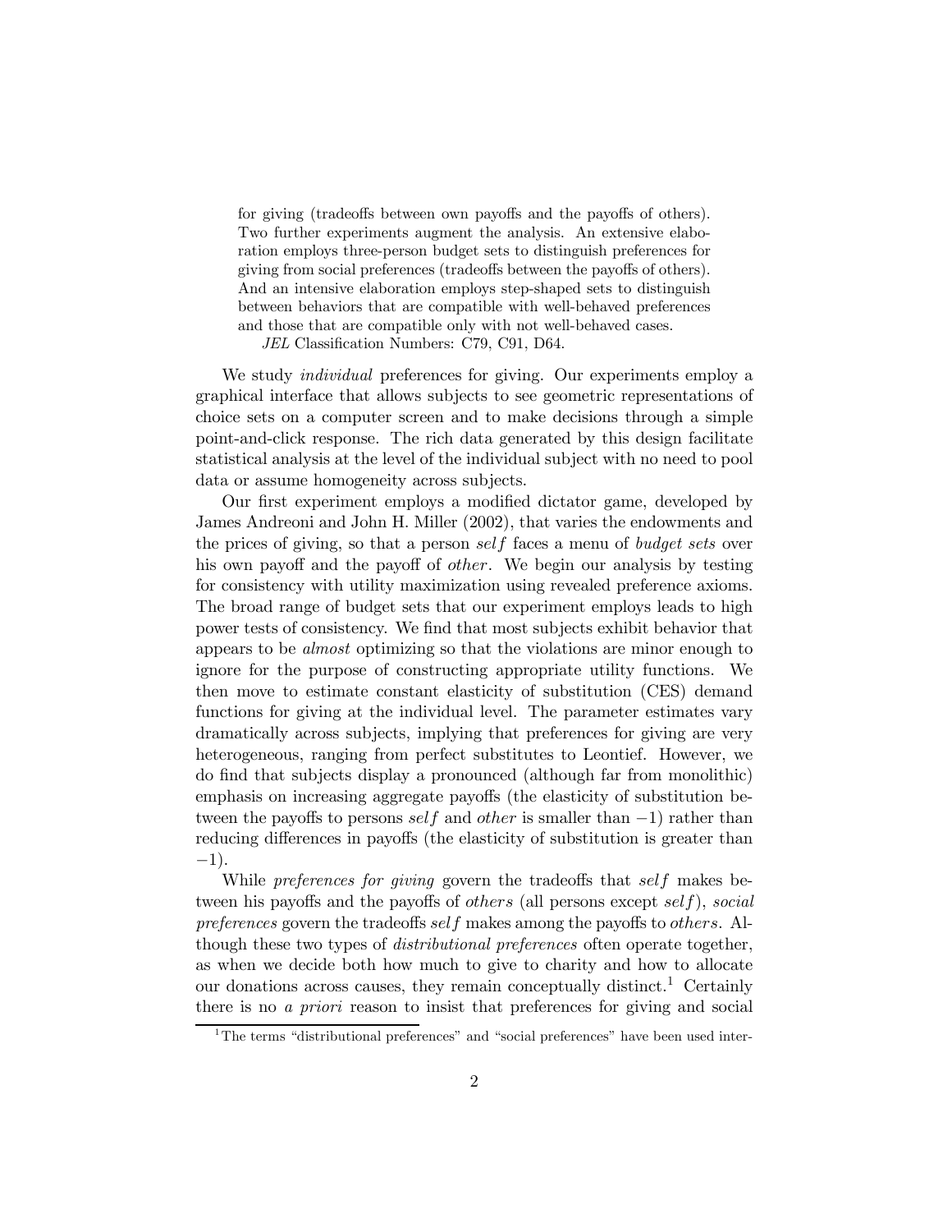for giving (tradeoffs between own payoffs and the payoffs of others). Two further experiments augment the analysis. An extensive elaboration employs three-person budget sets to distinguish preferences for giving from social preferences (tradeoffs between the payoffs of others). And an intensive elaboration employs step-shaped sets to distinguish between behaviors that are compatible with well-behaved preferences and those that are compatible only with not well-behaved cases.

*JEL* Classification Numbers: C79, C91, D64.

We study *individual* preferences for giving. Our experiments employ a graphical interface that allows subjects to see geometric representations of choice sets on a computer screen and to make decisions through a simple point-and-click response. The rich data generated by this design facilitate statistical analysis at the level of the individual subject with no need to pool data or assume homogeneity across subjects.

Our first experiment employs a modified dictator game, developed by James Andreoni and John H. Miller (2002), that varies the endowments and the prices of giving, so that a person $self$ faces a menu of *budget sets* over his own payoff and the payoff of $other$. We begin our analysis by testing for consistency with utility maximization using revealed preference axioms. The broad range of budget sets that our experiment employs leads to high power tests of consistency. We find that most subjects exhibit behavior that appears to be *almost* optimizing so that the violations are minor enough to ignore for the purpose of constructing appropriate utility functions. We then move to estimate constant elasticity of substitution (CES) demand functions for giving at the individual level. The parameter estimates vary dramatically across subjects, implying that preferences for giving are very heterogeneous, ranging from perfect substitutes to Leontief. However, we do find that subjects display a pronounced (although far from monolithic) emphasis on increasing aggregate payoffs (the elasticity of substitution between the payoffs to persons $self$ and $other$ is smaller than $-1$) rather than reducing differences in payoffs (the elasticity of substitution is greater than $-1$).

While *preferences for giving* govern the tradeoffs that $self$ makes between his payoffs and the payoffs of $others$ (all persons except $self$), *social preferences* govern the tradeoffs $self$ makes among the payoffs to $others$. Although these two types of *distributional preferences* often operate together, as when we decide both how much to give to charity and how to allocate our donations across causes, they remain conceptually distinct.[1] Certainly there is no *a priori* reason to insist that preferences for giving and social

[1] The terms "distributional preferences" and "social preferences" have been used inter-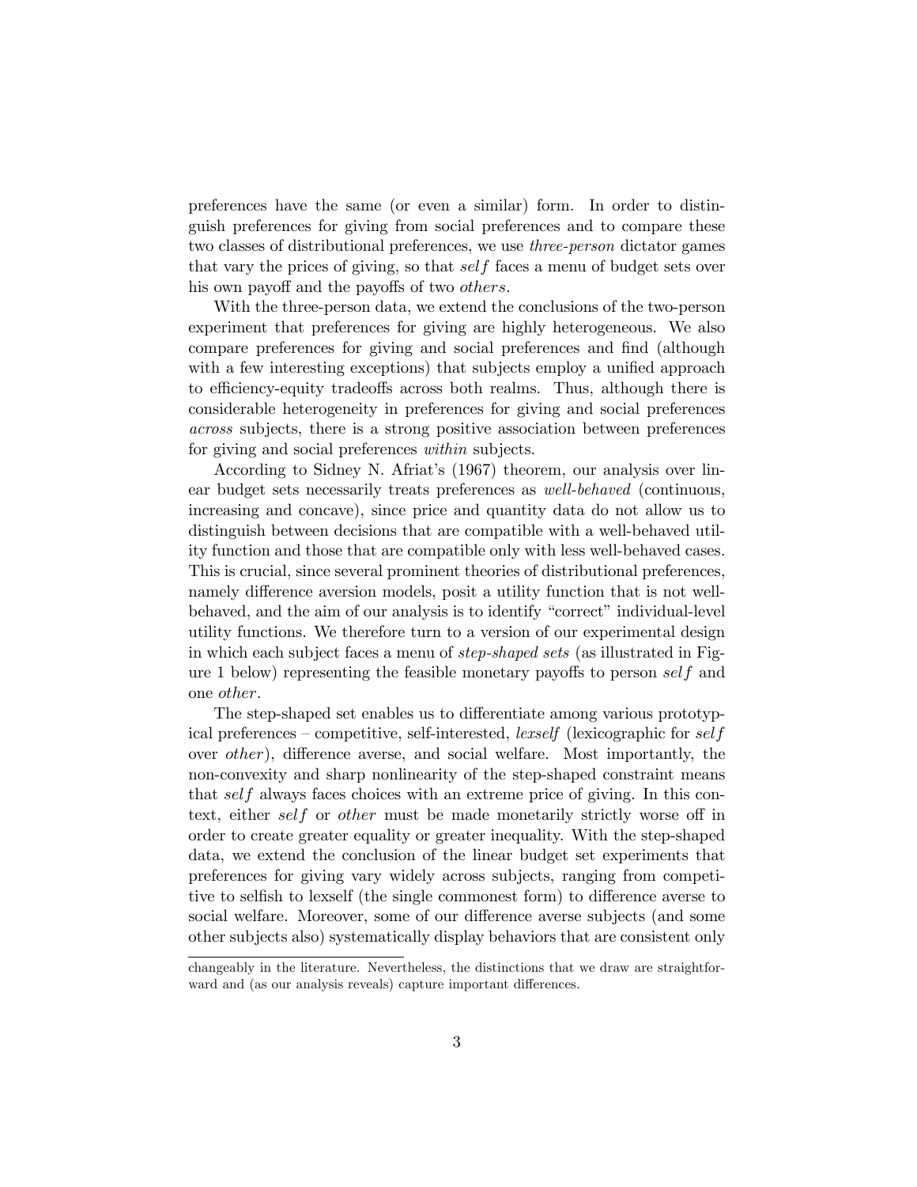preferences have the same (or even a similar) form. In order to distinguish preferences for giving from social preferences and to compare these two classes of distributional preferences, we use *three-person* dictator games that vary the prices of giving, so that $self$ faces a menu of budget sets over his own payoff and the payoffs of two $others$.

With the three-person data, we extend the conclusions of the two-person experiment that preferences for giving are highly heterogeneous. We also compare preferences for giving and social preferences and find (although with a few interesting exceptions) that subjects employ a unified approach to efficiency-equity tradeoffs across both realms. Thus, although there is considerable heterogeneity in preferences for giving and social preferences *across* subjects, there is a strong positive association between preferences for giving and social preferences *within* subjects.

According to Sidney N. Afriat's (1967) theorem, our analysis over linear budget sets necessarily treats preferences as *well-behaved* (continuous, increasing and concave), since price and quantity data do not allow us to distinguish between decisions that are compatible with a well-behaved utility function and those that are compatible only with less well-behaved cases. This is crucial, since several prominent theories of distributional preferences, namely difference aversion models, posit a utility function that is not well-behaved, and the aim of our analysis is to identify "correct" individual-level utility functions. We therefore turn to a version of our experimental design in which each subject faces a menu of *step-shaped sets* (as illustrated in Figure 1 below) representing the feasible monetary payoffs to person $self$ and one $other$.

The step-shaped set enables us to differentiate among various prototypical preferences – competitive, self-interested, *lexself* (lexicographic for $self$ over *other*), difference averse, and social welfare. Most importantly, the non-convexity and sharp nonlinearity of the step-shaped constraint means that $self$ always faces choices with an extreme price of giving. In this context, either $self$ or *other* must be made monetarily strictly worse off in order to create greater equality or greater inequality. With the step-shaped data, we extend the conclusion of the linear budget set experiments that preferences for giving vary widely across subjects, ranging from competitive to selfish to lexself (the single commonest form) to difference averse to social welfare. Moreover, some of our difference averse subjects (and some other subjects also) systematically display behaviors that are consistent only

changeably in the literature. Nevertheless, the distinctions that we draw are straightforward and (as our analysis reveals) capture important differences.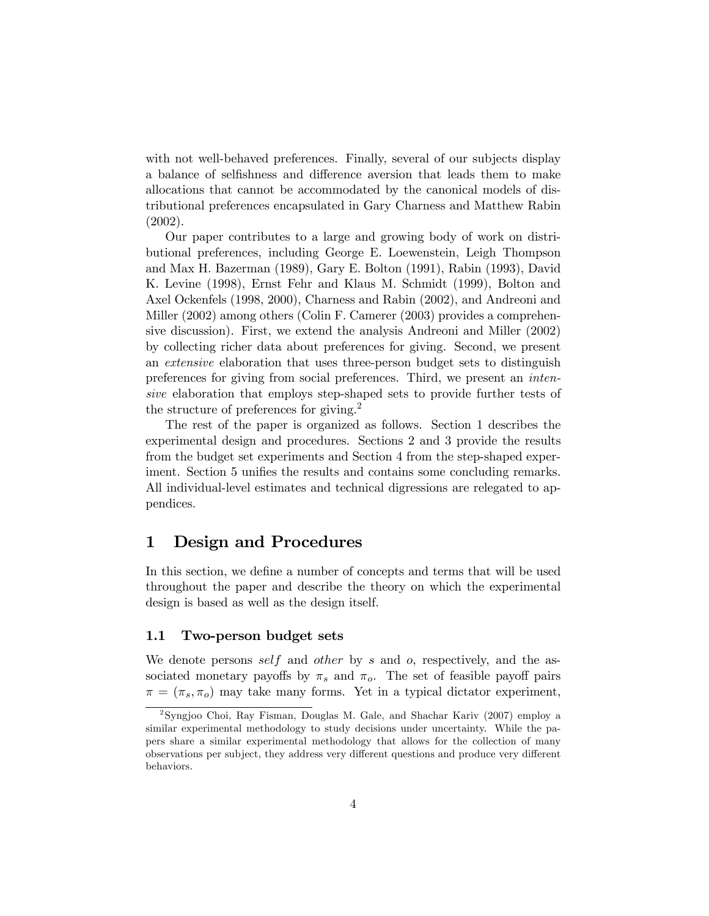with not well-behaved preferences. Finally, several of our subjects display a balance of selfishness and difference aversion that leads them to make allocations that cannot be accommodated by the canonical models of distributional preferences encapsulated in Gary Charness and Matthew Rabin (2002).

Our paper contributes to a large and growing body of work on distributional preferences, including George E. Loewenstein, Leigh Thompson and Max H. Bazerman (1989), Gary E. Bolton (1991), Rabin (1993), David K. Levine (1998), Ernst Fehr and Klaus M. Schmidt (1999), Bolton and Axel Ockenfels (1998, 2000), Charness and Rabin (2002), and Andreoni and Miller (2002) among others (Colin F. Camerer (2003) provides a comprehensive discussion). First, we extend the analysis Andreoni and Miller (2002) by collecting richer data about preferences for giving. Second, we present an *extensive* elaboration that uses three-person budget sets to distinguish preferences for giving from social preferences. Third, we present an *intensive* elaboration that employs step-shaped sets to provide further tests of the structure of preferences for giving.[2]

The rest of the paper is organized as follows. Section 1 describes the experimental design and procedures. Sections 2 and 3 provide the results from the budget set experiments and Section 4 from the step-shaped experiment. Section 5 unifies the results and contains some concluding remarks. All individual-level estimates and technical digressions are relegated to appendices.

# 1 Design and Procedures

In this section, we define a number of concepts and terms that will be used throughout the paper and describe the theory on which the experimental design is based as well as the design itself.

## 1.1 Two-person budget sets

We denote persons *self* and *other* by $s$ and $o$, respectively, and the associated monetary payoffs by $\pi_s$ and $\pi_o$. The set of feasible payoff pairs $\pi = (\pi_s, \pi_o)$ may take many forms. Yet in a typical dictator experiment,

[2] Syngjoo Choi, Ray Fisman, Douglas M. Gale, and Shachar Kariv (2007) employ a similar experimental methodology to study decisions under uncertainty. While the papers share a similar experimental methodology that allows for the collection of many observations per subject, they address very different questions and produce very different behaviors.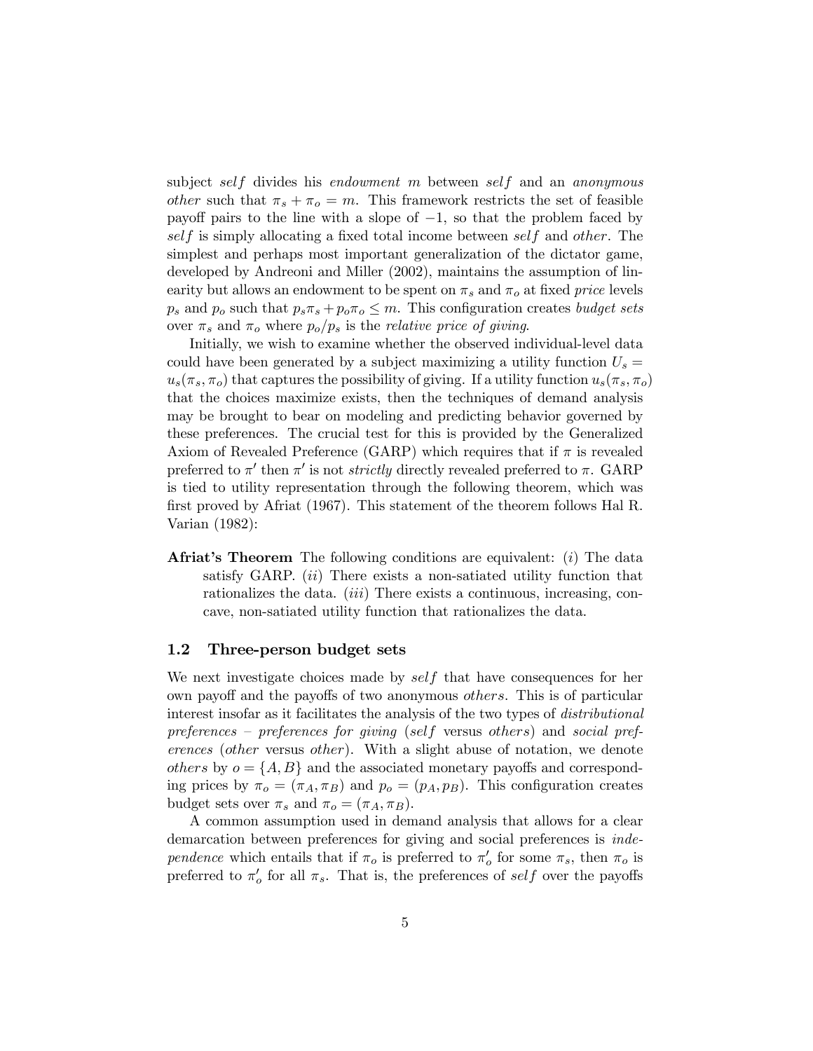subject *self* divides his *endowment* $m$ between *self* and an *anonymous other* such that $\pi_s + \pi_o = m$. This framework restricts the set of feasible payoff pairs to the line with a slope of $-1$, so that the problem faced by *self* is simply allocating a fixed total income between *self* and *other*. The simplest and perhaps most important generalization of the dictator game, developed by Andreoni and Miller (2002), maintains the assumption of linearity but allows an endowment to be spent on $\pi_s$ and $\pi_o$ at fixed *price* levels $p_s$ and $p_o$ such that $p_s\pi_s + p_o\pi_o \leq m$. This configuration creates *budget sets* over $\pi_s$ and $\pi_o$ where $p_o/p_s$ is the *relative price of giving*.

Initially, we wish to examine whether the observed individual-level data could have been generated by a subject maximizing a utility function $U_s = u_s(\pi_s, \pi_o)$ that captures the possibility of giving. If a utility function $u_s(\pi_s, \pi_o)$ that the choices maximize exists, then the techniques of demand analysis may be brought to bear on modeling and predicting behavior governed by these preferences. The crucial test for this is provided by the Generalized Axiom of Revealed Preference (GARP) which requires that if $\pi$ is revealed preferred to $\pi'$ then $\pi'$ is not *strictly* directly revealed preferred to $\pi$. GARP is tied to utility representation through the following theorem, which was first proved by Afriat (1967). This statement of the theorem follows Hal R. Varian (1982):

**Afriat's Theorem** The following conditions are equivalent: (*i*) The data satisfy GARP. (*ii*) There exists a non-satiated utility function that rationalizes the data. (*iii*) There exists a continuous, increasing, concave, non-satiated utility function that rationalizes the data.

### 1.2 Three-person budget sets

We next investigate choices made by *self* that have consequences for her own payoff and the payoffs of two anonymous *others*. This is of particular interest insofar as it facilitates the analysis of the two types of *distributional preferences* – *preferences for giving* (*self* versus *others*) and *social preferences* (*other* versus *other*). With a slight abuse of notation, we denote *others* by $o = \{A, B\}$ and the associated monetary payoffs and corresponding prices by $\pi_o = (\pi_A, \pi_B)$ and $p_o = (p_A, p_B)$. This configuration creates budget sets over $\pi_s$ and $\pi_o = (\pi_A, \pi_B)$.

A common assumption used in demand analysis that allows for a clear demarcation between preferences for giving and social preferences is *independence* which entails that if $\pi_o$ is preferred to $\pi_o'$ for some $\pi_s$, then $\pi_o$ is preferred to $\pi_o'$ for all $\pi_s$. That is, the preferences of *self* over the payoffs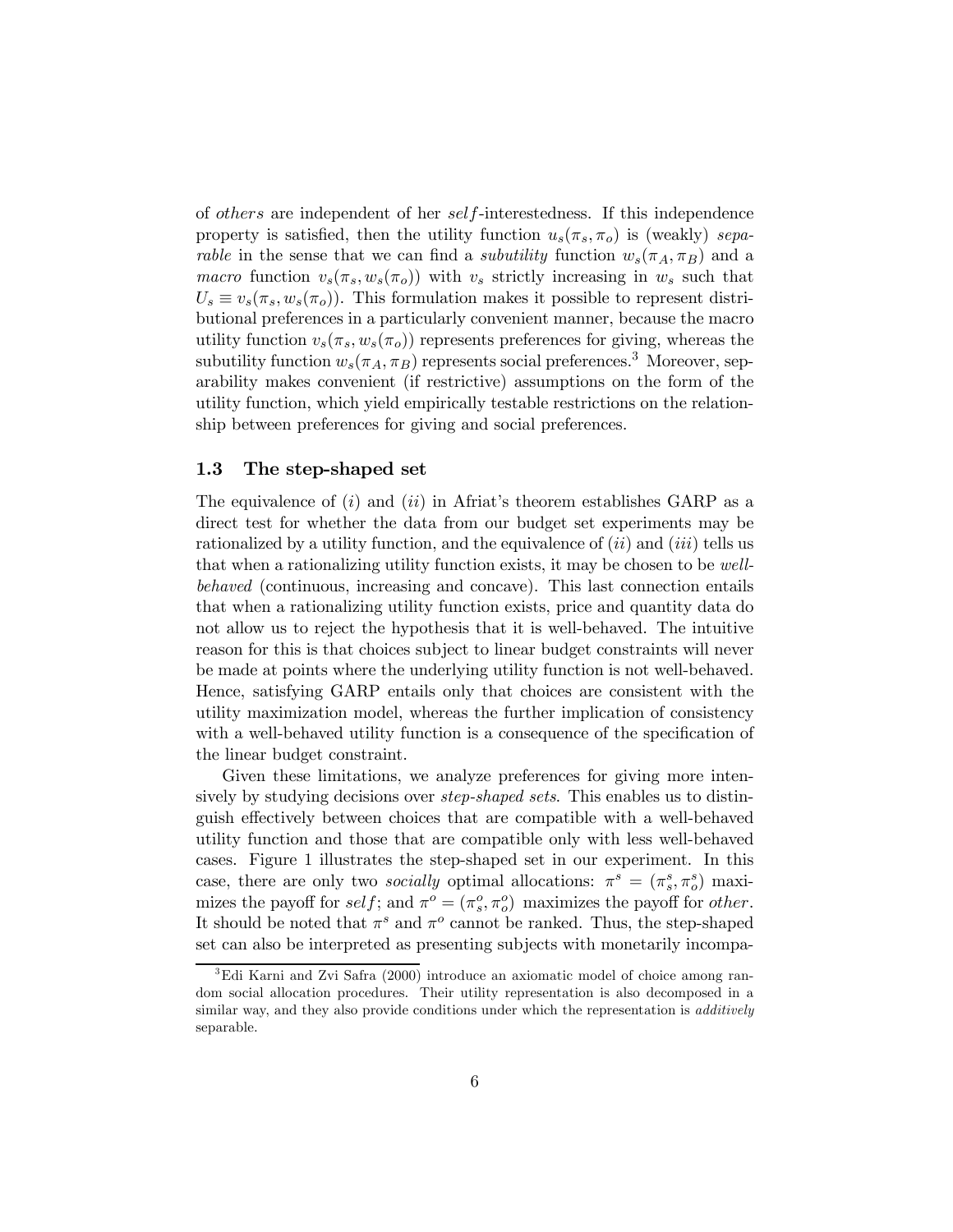of *others* are independent of her *self*-interestedness. If this independence property is satisfied, then the utility function $u_s(\pi_s, \pi_o)$ is (weakly) *separable* in the sense that we can find a *subutility* function $w_s(\pi_A, \pi_B)$ and a *macro* function $v_s(\pi_s, w_s(\pi_o))$ with $v_s$ strictly increasing in $w_s$ such that $U_s \equiv v_s(\pi_s, w_s(\pi_o))$. This formulation makes it possible to represent distributional preferences in a particularly convenient manner, because the macro utility function $v_s(\pi_s, w_s(\pi_o))$ represents preferences for giving, whereas the subutility function $w_s(\pi_A, \pi_B)$ represents social preferences.[3] Moreover, separability makes convenient (if restrictive) assumptions on the form of the utility function, which yield empirically testable restrictions on the relationship between preferences for giving and social preferences.

### 1.3 The step-shaped set

The equivalence of $(i)$ and $(ii)$ in Afriat's theorem establishes GARP as a direct test for whether the data from our budget set experiments may be rationalized by a utility function, and the equivalence of $(ii)$ and $(iii)$ tells us that when a rationalizing utility function exists, it may be chosen to be *well-behaved* (continuous, increasing and concave). This last connection entails that when a rationalizing utility function exists, price and quantity data do not allow us to reject the hypothesis that it is well-behaved. The intuitive reason for this is that choices subject to linear budget constraints will never be made at points where the underlying utility function is not well-behaved. Hence, satisfying GARP entails only that choices are consistent with the utility maximization model, whereas the further implication of consistency with a well-behaved utility function is a consequence of the specification of the linear budget constraint.

Given these limitations, we analyze preferences for giving more intensively by studying decisions over *step-shaped sets*. This enables us to distinguish effectively between choices that are compatible with a well-behaved utility function and those that are compatible only with less well-behaved cases. Figure 1 illustrates the step-shaped set in our experiment. In this case, there are only two *socially* optimal allocations: $\pi^s = (\pi_s^s, \pi_o^s)$ maximizes the payoff for *self*; and $\pi^o = (\pi_s^o, \pi_o^o)$ maximizes the payoff for *other*. It should be noted that $\pi^s$ and $\pi^o$ cannot be ranked. Thus, the step-shaped set can also be interpreted as presenting subjects with monetarily incompa-

[3] Edi Karni and Zvi Safra (2000) introduce an axiomatic model of choice among random social allocation procedures. Their utility representation is also decomposed in a similar way, and they also provide conditions under which the representation is *additively* separable.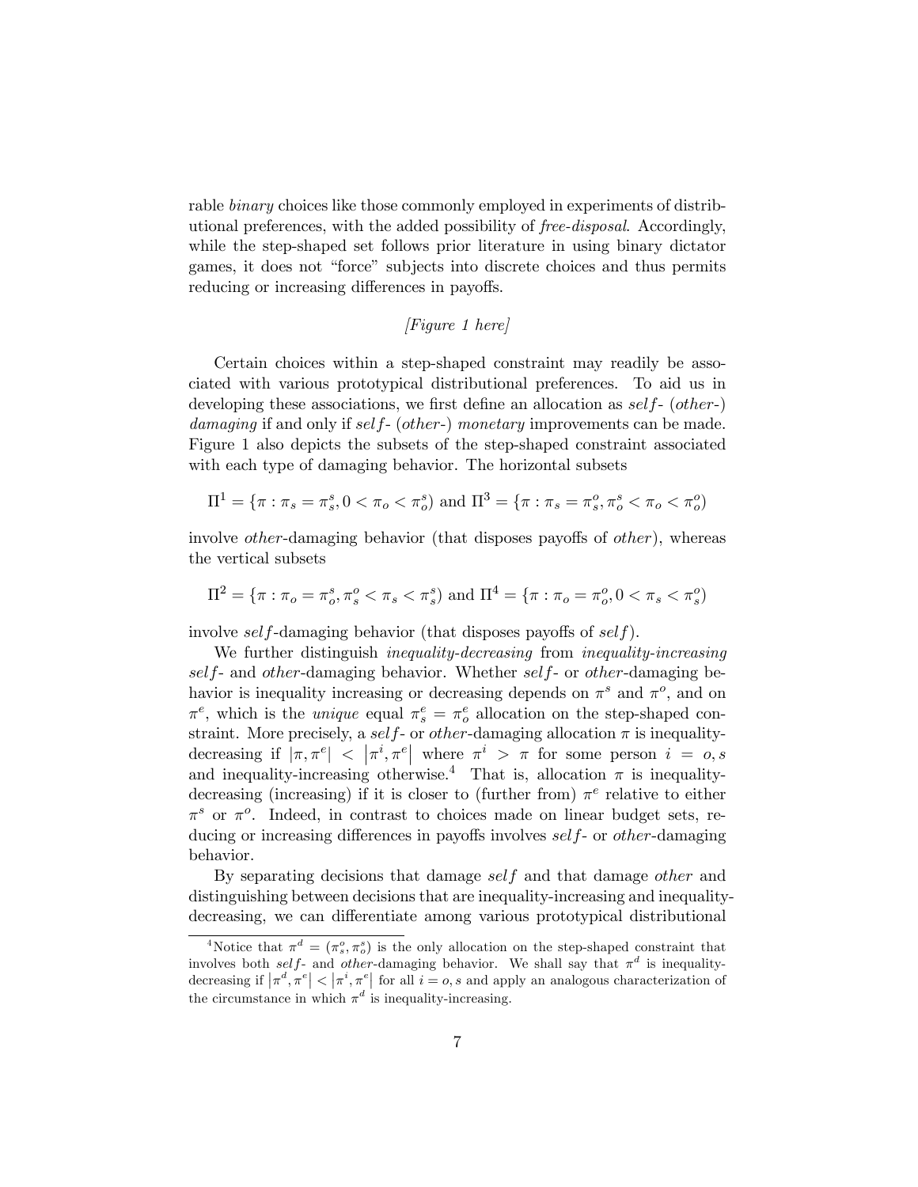rable *binary* choices like those commonly employed in experiments of distributional preferences, with the added possibility of *free-disposal*. Accordingly, while the step-shaped set follows prior literature in using binary dictator games, it does not "force" subjects into discrete choices and thus permits reducing or increasing differences in payoffs.

*[Figure 1 here]*

Certain choices within a step-shaped constraint may readily be associated with various prototypical distributional preferences. To aid us in developing these associations, we first define an allocation as $self$- ($other$-) *damaging* if and only if $self$- ($other$-) *monetary* improvements can be made. Figure 1 also depicts the subsets of the step-shaped constraint associated with each type of damaging behavior. The horizontal subsets

$$\Pi^1 = \{\pi : \pi_s = \pi_s^s, 0 < \pi_o < \pi_o^s) \text{ and } \Pi^3 = \{\pi : \pi_s = \pi_s^o, \pi_o^s < \pi_o < \pi_o^o)$$

involve $other$-damaging behavior (that disposes payoffs of $other$), whereas the vertical subsets

$$\Pi^2 = \{\pi : \pi_o = \pi_o^s, \pi_s^o < \pi_s < \pi_s^s) \text{ and } \Pi^4 = \{\pi : \pi_o = \pi_o^o, 0 < \pi_s < \pi_s^o)$$

involve $self$-damaging behavior (that disposes payoffs of $self$).

We further distinguish *inequality-decreasing* from *inequality-increasing* $self$- and $other$-damaging behavior. Whether $self$- or $other$-damaging behavior is inequality increasing or decreasing depends on $\pi^s$ and $\pi^o$, and on $\pi^e$, which is the *unique* equal $\pi_s^e = \pi_o^e$ allocation on the step-shaped constraint. More precisely, a $self$- or $other$-damaging allocation $\pi$ is inequality-decreasing if $|\pi, \pi^e| < |\pi^i, \pi^e|$ where $\pi^i > \pi$ for some person $i = o, s$ and inequality-increasing otherwise.[4] That is, allocation $\pi$ is inequality-decreasing (increasing) if it is closer to (further from) $\pi^e$ relative to either $\pi^s$ or $\pi^o$. Indeed, in contrast to choices made on linear budget sets, reducing or increasing differences in payoffs involves $self$- or $other$-damaging behavior.

By separating decisions that damage $self$ and that damage $other$ and distinguishing between decisions that are inequality-increasing and inequality-decreasing, we can differentiate among various prototypical distributional

---

[4] Notice that $\pi^d = (\pi_s^o, \pi_o^s)$ is the only allocation on the step-shaped constraint that involves both $self$- and $other$-damaging behavior. We shall say that $\pi^d$ is inequality-decreasing if $|\pi^d, \pi^e| < |\pi^i, \pi^e|$ for all $i = o, s$ and apply an analogous characterization of the circumstance in which $\pi^d$ is inequality-increasing.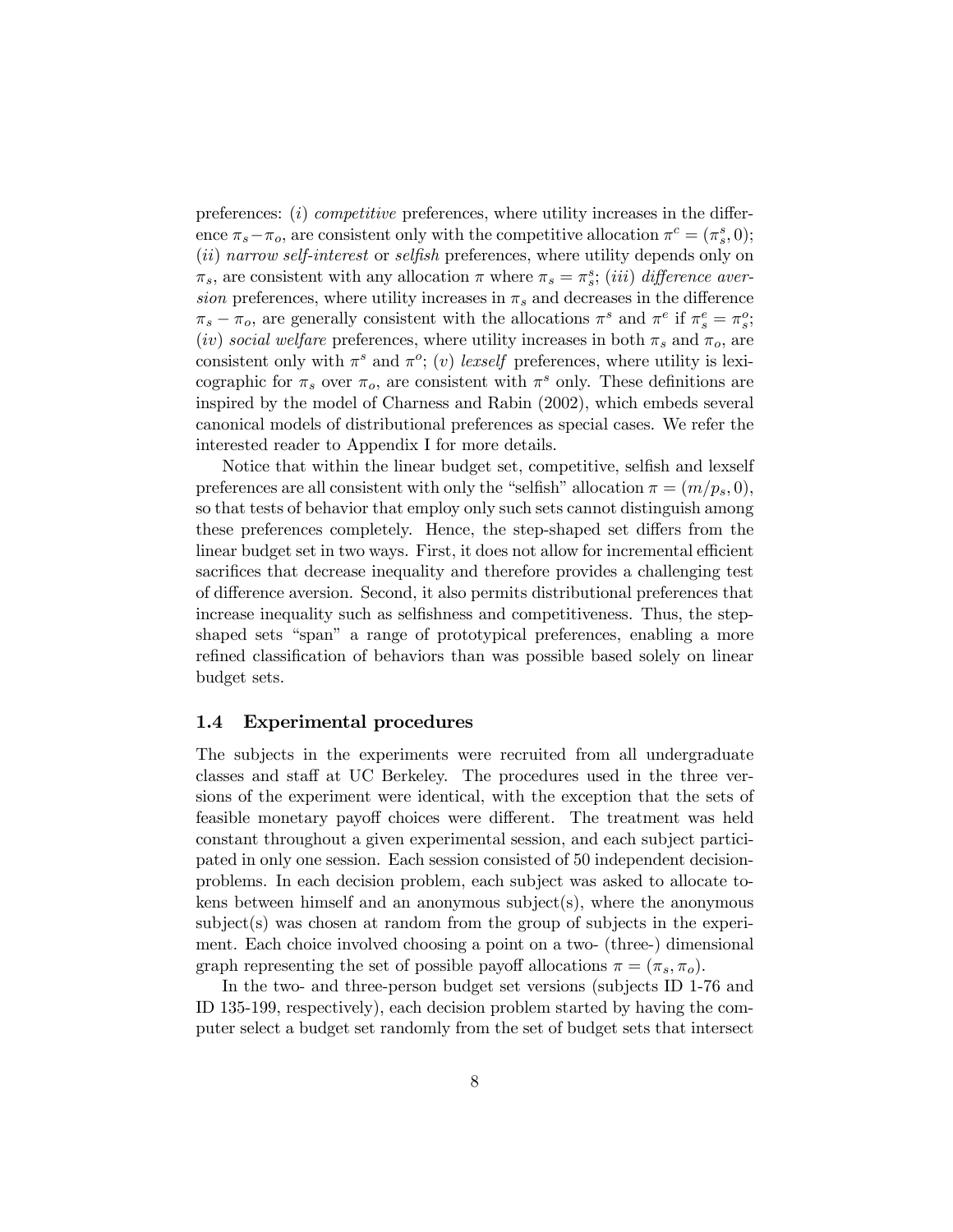preferences: (*i*) *competitive* preferences, where utility increases in the difference $\pi_s - \pi_o$, are consistent only with the competitive allocation $\pi^c = (\pi_s^s, 0)$; (*ii*) *narrow self-interest* or *selfish* preferences, where utility depends only on $\pi_s$, are consistent with any allocation $\pi$ where $\pi_s = \pi_s^s$; (*iii*) *difference aversion* preferences, where utility increases in $\pi_s$ and decreases in the difference $\pi_s - \pi_o$, are generally consistent with the allocations $\pi^s$ and $\pi^e$ if $\pi_s^e = \pi_s^o$; (*iv*) *social welfare* preferences, where utility increases in both $\pi_s$ and $\pi_o$, are consistent only with $\pi^s$ and $\pi^o$; (*v*) *lexself* preferences, where utility is lexicographic for $\pi_s$ over $\pi_o$, are consistent with $\pi^s$ only. These definitions are inspired by the model of Charness and Rabin (2002), which embeds several canonical models of distributional preferences as special cases. We refer the interested reader to Appendix I for more details.

Notice that within the linear budget set, competitive, selfish and lexself preferences are all consistent with only the "selfish" allocation $\pi = (m/p_s, 0)$, so that tests of behavior that employ only such sets cannot distinguish among these preferences completely. Hence, the step-shaped set differs from the linear budget set in two ways. First, it does not allow for incremental efficient sacrifices that decrease inequality and therefore provides a challenging test of difference aversion. Second, it also permits distributional preferences that increase inequality such as selfishness and competitiveness. Thus, the step-shaped sets "span" a range of prototypical preferences, enabling a more refined classification of behaviors than was possible based solely on linear budget sets.

### 1.4 Experimental procedures

The subjects in the experiments were recruited from all undergraduate classes and staff at UC Berkeley. The procedures used in the three versions of the experiment were identical, with the exception that the sets of feasible monetary payoff choices were different. The treatment was held constant throughout a given experimental session, and each subject participated in only one session. Each session consisted of 50 independent decision-problems. In each decision problem, each subject was asked to allocate tokens between himself and an anonymous subject(s), where the anonymous subject(s) was chosen at random from the group of subjects in the experiment. Each choice involved choosing a point on a two- (three-) dimensional graph representing the set of possible payoff allocations $\pi = (\pi_s, \pi_o)$.

In the two- and three-person budget set versions (subjects ID 1-76 and ID 135-199, respectively), each decision problem started by having the computer select a budget set randomly from the set of budget sets that intersect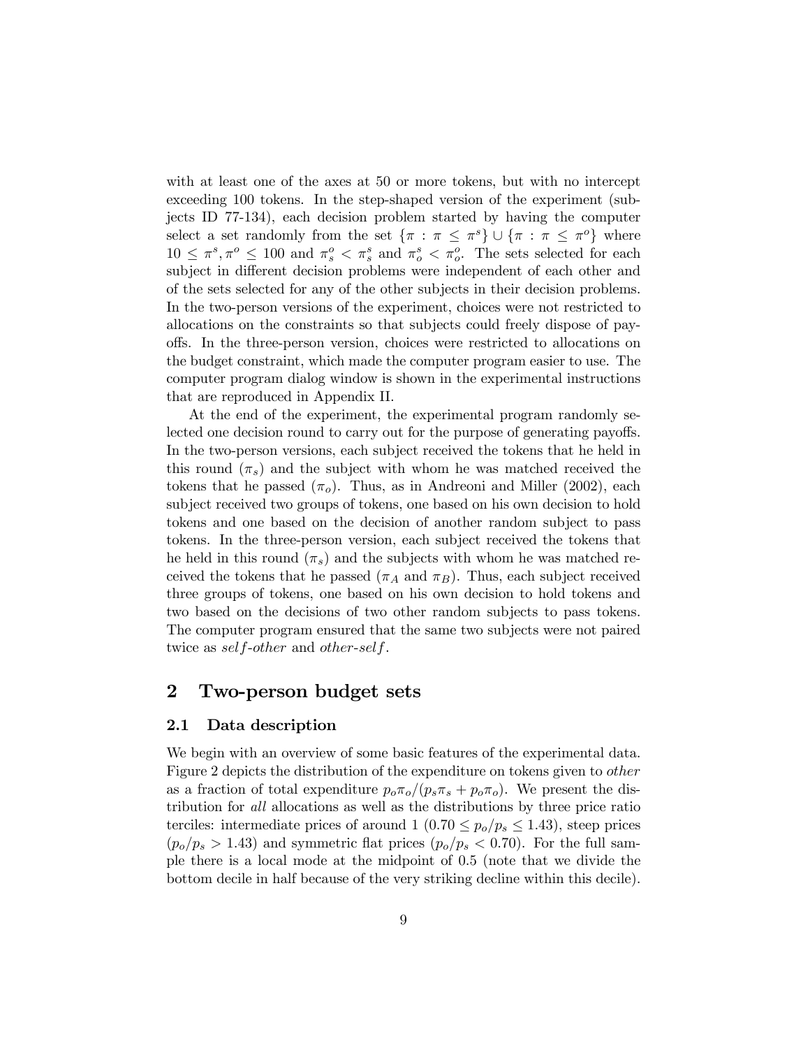with at least one of the axes at 50 or more tokens, but with no intercept exceeding 100 tokens. In the step-shaped version of the experiment (subjects ID 77-134), each decision problem started by having the computer select a set randomly from the set $\{\pi : \pi \leq \pi^s\} \cup \{\pi : \pi \leq \pi^o\}$ where $10 \leq \pi^s, \pi^o \leq 100$ and $\pi_s^o < \pi_s^s$ and $\pi_o^s < \pi_o^o$. The sets selected for each subject in different decision problems were independent of each other and of the sets selected for any of the other subjects in their decision problems. In the two-person versions of the experiment, choices were not restricted to allocations on the constraints so that subjects could freely dispose of payoffs. In the three-person version, choices were restricted to allocations on the budget constraint, which made the computer program easier to use. The computer program dialog window is shown in the experimental instructions that are reproduced in Appendix II.

At the end of the experiment, the experimental program randomly selected one decision round to carry out for the purpose of generating payoffs. In the two-person versions, each subject received the tokens that he held in this round ($\pi_s$) and the subject with whom he was matched received the tokens that he passed ($\pi_o$). Thus, as in Andreoni and Miller (2002), each subject received two groups of tokens, one based on his own decision to hold tokens and one based on the decision of another random subject to pass tokens. In the three-person version, each subject received the tokens that he held in this round ($\pi_s$) and the subjects with whom he was matched received the tokens that he passed ($\pi_A$ and $\pi_B$). Thus, each subject received three groups of tokens, one based on his own decision to hold tokens and two based on the decisions of two other random subjects to pass tokens. The computer program ensured that the same two subjects were not paired twice as *self-other* and *other-self*.

## 2 Two-person budget sets

### 2.1 Data description

We begin with an overview of some basic features of the experimental data. Figure 2 depicts the distribution of the expenditure on tokens given to *other* as a fraction of total expenditure $p_o\pi_o/(p_s\pi_s + p_o\pi_o)$. We present the distribution for *all* allocations as well as the distributions by three price ratio terciles: intermediate prices of around 1 ($0.70 \leq p_o/p_s \leq 1.43$), steep prices ($p_o/p_s > 1.43$) and symmetric flat prices ($p_o/p_s < 0.70$). For the full sample there is a local mode at the midpoint of 0.5 (note that we divide the bottom decile in half because of the very striking decline within this decile).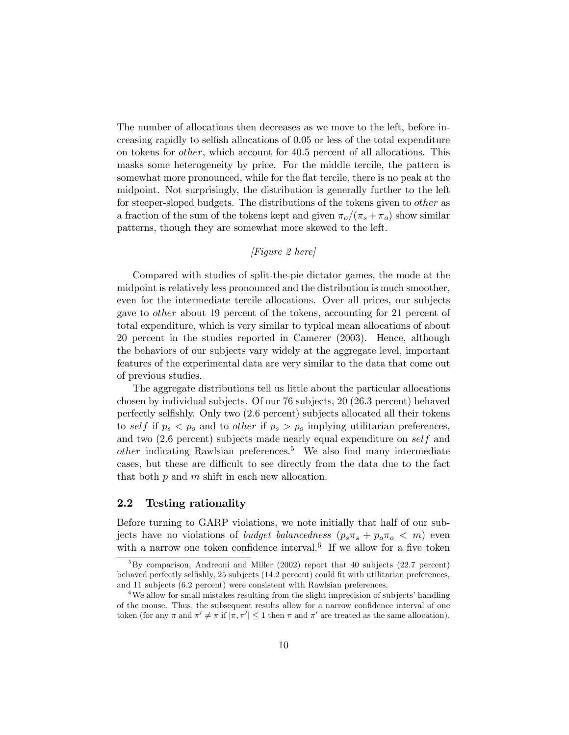The number of allocations then decreases as we move to the left, before increasing rapidly to selfish allocations of 0.05 or less of the total expenditure on tokens for *other*, which account for 40.5 percent of all allocations. This masks some heterogeneity by price. For the middle tercile, the pattern is somewhat more pronounced, while for the flat tercile, there is no peak at the midpoint. Not surprisingly, the distribution is generally further to the left for steeper-sloped budgets. The distributions of the tokens given to *other* as a fraction of the sum of the tokens kept and given $\pi_o/(\pi_s + \pi_o)$ show similar patterns, though they are somewhat more skewed to the left.

*[Figure 2 here]*

Compared with studies of split-the-pie dictator games, the mode at the midpoint is relatively less pronounced and the distribution is much smoother, even for the intermediate tercile allocations. Over all prices, our subjects gave to *other* about 19 percent of the tokens, accounting for 21 percent of total expenditure, which is very similar to typical mean allocations of about 20 percent in the studies reported in Camerer (2003). Hence, although the behaviors of our subjects vary widely at the aggregate level, important features of the experimental data are very similar to the data that come out of previous studies.

The aggregate distributions tell us little about the particular allocations chosen by individual subjects. Of our 76 subjects, 20 (26.3 percent) behaved perfectly selfishly. Only two (2.6 percent) subjects allocated all their tokens to $self$ if $p_s < p_o$ and to *other* if $p_s > p_o$ implying utilitarian preferences, and two (2.6 percent) subjects made nearly equal expenditure on $self$ and *other* indicating Rawlsian preferences.[5] We also find many intermediate cases, but these are difficult to see directly from the data due to the fact that both $p$ and $m$ shift in each new allocation.

## 2.2 Testing rationality

Before turning to GARP violations, we note initially that half of our subjects have no violations of *budget balancedness* ($p_s\pi_s + p_o\pi_o < m$) even with a narrow one token confidence interval.[6] If we allow for a five token

[5] By comparison, Andreoni and Miller (2002) report that 40 subjects (22.7 percent) behaved perfectly selfishly, 25 subjects (14.2 percent) could fit with utilitarian preferences, and 11 subjects (6.2 percent) were consistent with Rawlsian preferences.

[6] We allow for small mistakes resulting from the slight imprecision of subjects' handling of the mouse. Thus, the subsequent results allow for a narrow confidence interval of one token (for any $\pi$ and $\pi' \neq \pi$ if $|\pi, \pi'| \leq 1$ then $\pi$ and $\pi'$ are treated as the same allocation).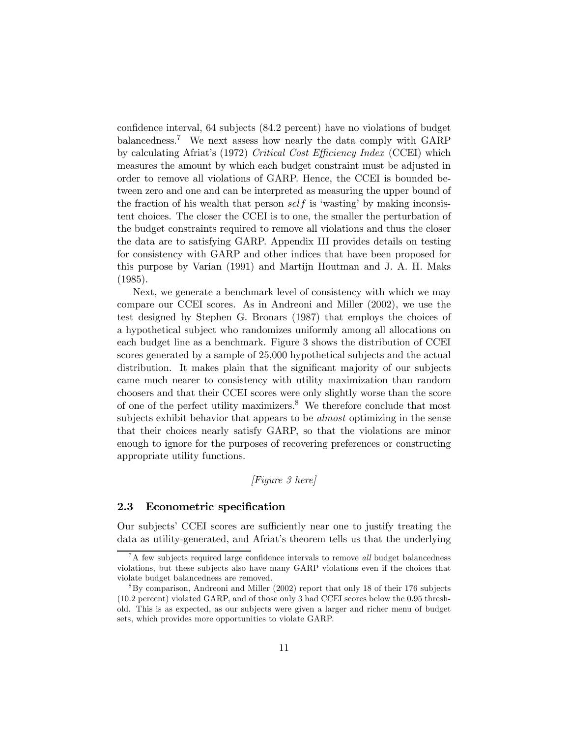confidence interval, 64 subjects (84.2 percent) have no violations of budget balancedness.[7] We next assess how nearly the data comply with GARP by calculating Afriat's (1972) *Critical Cost Efficiency Index* (CCEI) which measures the amount by which each budget constraint must be adjusted in order to remove all violations of GARP. Hence, the CCEI is bounded between zero and one and can be interpreted as measuring the upper bound of the fraction of his wealth that person $self$ is 'wasting' by making inconsistent choices. The closer the CCEI is to one, the smaller the perturbation of the budget constraints required to remove all violations and thus the closer the data are to satisfying GARP. Appendix III provides details on testing for consistency with GARP and other indices that have been proposed for this purpose by Varian (1991) and Martijn Houtman and J. A. H. Maks (1985).

Next, we generate a benchmark level of consistency with which we may compare our CCEI scores. As in Andreoni and Miller (2002), we use the test designed by Stephen G. Bronars (1987) that employs the choices of a hypothetical subject who randomizes uniformly among all allocations on each budget line as a benchmark. Figure 3 shows the distribution of CCEI scores generated by a sample of 25,000 hypothetical subjects and the actual distribution. It makes plain that the significant majority of our subjects came much nearer to consistency with utility maximization than random choosers and that their CCEI scores were only slightly worse than the score of one of the perfect utility maximizers.[8] We therefore conclude that most subjects exhibit behavior that appears to be *almost* optimizing in the sense that their choices nearly satisfy GARP, so that the violations are minor enough to ignore for the purposes of recovering preferences or constructing appropriate utility functions.

*[Figure 3 here]*

## 2.3 Econometric specification

Our subjects' CCEI scores are sufficiently near one to justify treating the data as utility-generated, and Afriat's theorem tells us that the underlying

[7] A few subjects required large confidence intervals to remove *all* budget balancedness violations, but these subjects also have many GARP violations even if the choices that violate budget balancedness are removed.

[8] By comparison, Andreoni and Miller (2002) report that only 18 of their 176 subjects (10.2 percent) violated GARP, and of those only 3 had CCEI scores below the 0.95 threshold. This is as expected, as our subjects were given a larger and richer menu of budget sets, which provides more opportunities to violate GARP.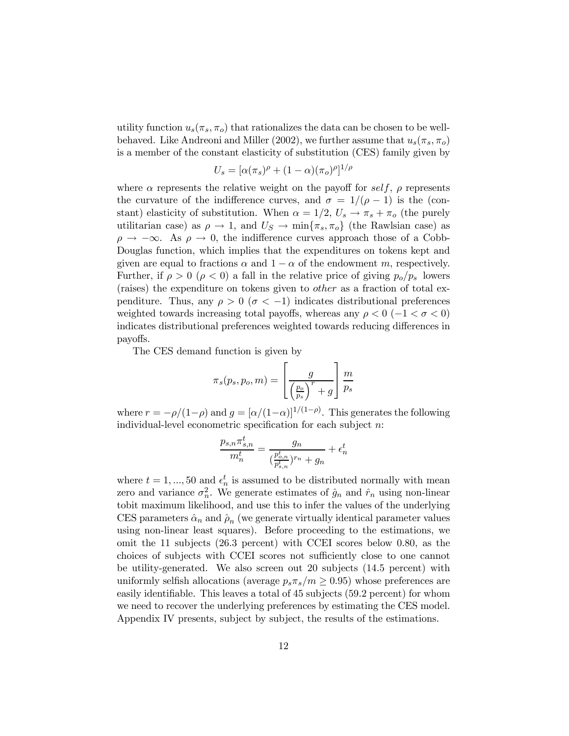utility function $u_s(\pi_s, \pi_o)$ that rationalizes the data can be chosen to be well-behaved. Like Andreoni and Miller (2002), we further assume that $u_s(\pi_s, \pi_o)$ is a member of the constant elasticity of substitution (CES) family given by

$$U_s = [\alpha(\pi_s)^\rho + (1-\alpha)(\pi_o)^\rho]^{1/\rho}$$

where $\alpha$ represents the relative weight on the payoff for *self*, $\rho$ represents the curvature of the indifference curves, and $\sigma = 1/(\rho - 1)$ is the (constant) elasticity of substitution. When $\alpha = 1/2$, $U_s \to \pi_s + \pi_o$ (the purely utilitarian case) as $\rho \to 1$, and $U_S \to \min\{\pi_s, \pi_o\}$ (the Rawlsian case) as $\rho \to -\infty$. As $\rho \to 0$, the indifference curves approach those of a Cobb-Douglas function, which implies that the expenditures on tokens kept and given are equal to fractions $\alpha$ and $1-\alpha$ of the endowment $m$, respectively. Further, if $\rho > 0$ ($\rho < 0$) a fall in the relative price of giving $p_o/p_s$ lowers (raises) the expenditure on tokens given to *other* as a fraction of total expenditure. Thus, any $\rho > 0$ ($\sigma < -1$) indicates distributional preferences weighted towards increasing total payoffs, whereas any $\rho < 0$ ($-1 < \sigma < 0$) indicates distributional preferences weighted towards reducing differences in payoffs.

The CES demand function is given by

$$\pi_s(p_s, p_o, m) = \left[\frac{g}{\left(\frac{p_o}{p_s}\right)^r + g}\right]\frac{m}{p_s}$$

where $r = -\rho/(1-\rho)$ and $g = [\alpha/(1-\alpha)]^{1/(1-\rho)}$. This generates the following individual-level econometric specification for each subject $n$:

$$\frac{p_{s,n}\pi_{s,n}^t}{m_n^t} = \frac{g_n}{(\frac{p_{o,n}^t}{p_{s,n}^t})^{r_n} + g_n} + \epsilon_n^t$$

where $t = 1, ..., 50$ and $\epsilon_n^t$ is assumed to be distributed normally with mean zero and variance $\sigma_n^2$. We generate estimates of $\hat{g}_n$ and $\hat{r}_n$ using non-linear tobit maximum likelihood, and use this to infer the values of the underlying CES parameters $\hat{\alpha}_n$ and $\hat{\rho}_n$ (we generate virtually identical parameter values using non-linear least squares). Before proceeding to the estimations, we omit the 11 subjects (26.3 percent) with CCEI scores below 0.80, as the choices of subjects with CCEI scores not sufficiently close to one cannot be utility-generated. We also screen out 20 subjects (14.5 percent) with uniformly selfish allocations (average $p_s\pi_s/m \geq 0.95$) whose preferences are easily identifiable. This leaves a total of 45 subjects (59.2 percent) for whom we need to recover the underlying preferences by estimating the CES model. Appendix IV presents, subject by subject, the results of the estimations.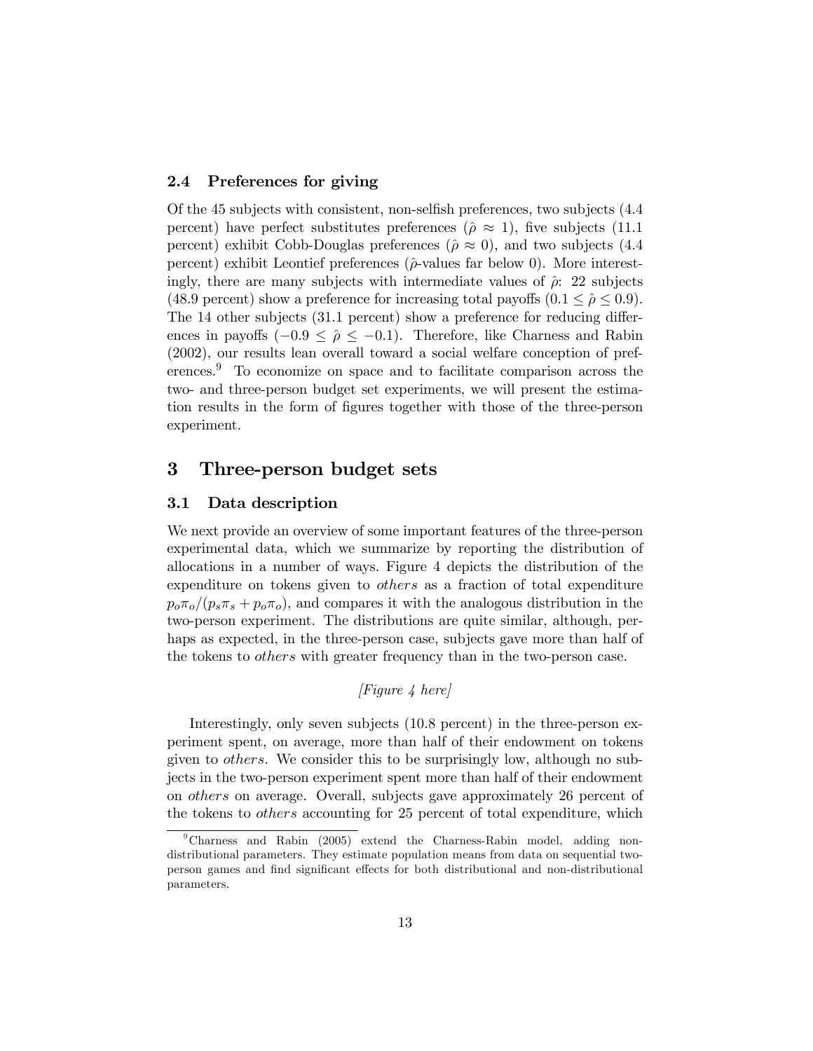### 2.4 Preferences for giving

Of the 45 subjects with consistent, non-selfish preferences, two subjects (4.4 percent) have perfect substitutes preferences ($\hat{\rho} \approx 1$), five subjects (11.1 percent) exhibit Cobb-Douglas preferences ($\hat{\rho} \approx 0$), and two subjects (4.4 percent) exhibit Leontief preferences ($\hat{\rho}$-values far below 0). More interestingly, there are many subjects with intermediate values of $\hat{\rho}$: 22 subjects (48.9 percent) show a preference for increasing total payoffs ($0.1 \leq \hat{\rho} \leq 0.9$). The 14 other subjects (31.1 percent) show a preference for reducing differences in payoffs ($-0.9 \leq \hat{\rho} \leq -0.1$). Therefore, like Charness and Rabin (2002), our results lean overall toward a social welfare conception of preferences.[9] To economize on space and to facilitate comparison across the two- and three-person budget set experiments, we will present the estimation results in the form of figures together with those of the three-person experiment.

## 3 Three-person budget sets

### 3.1 Data description

We next provide an overview of some important features of the three-person experimental data, which we summarize by reporting the distribution of allocations in a number of ways. Figure 4 depicts the distribution of the expenditure on tokens given to *others* as a fraction of total expenditure $p_o\pi_o/(p_s\pi_s + p_o\pi_o)$, and compares it with the analogous distribution in the two-person experiment. The distributions are quite similar, although, perhaps as expected, in the three-person case, subjects gave more than half of the tokens to *others* with greater frequency than in the two-person case.

*[Figure 4 here]*

Interestingly, only seven subjects (10.8 percent) in the three-person experiment spent, on average, more than half of their endowment on tokens given to *others*. We consider this to be surprisingly low, although no subjects in the two-person experiment spent more than half of their endowment on *others* on average. Overall, subjects gave approximately 26 percent of the tokens to *others* accounting for 25 percent of total expenditure, which

[9] Charness and Rabin (2005) extend the Charness-Rabin model, adding non-distributional parameters. They estimate population means from data on sequential two-person games and find significant effects for both distributional and non-distributional parameters.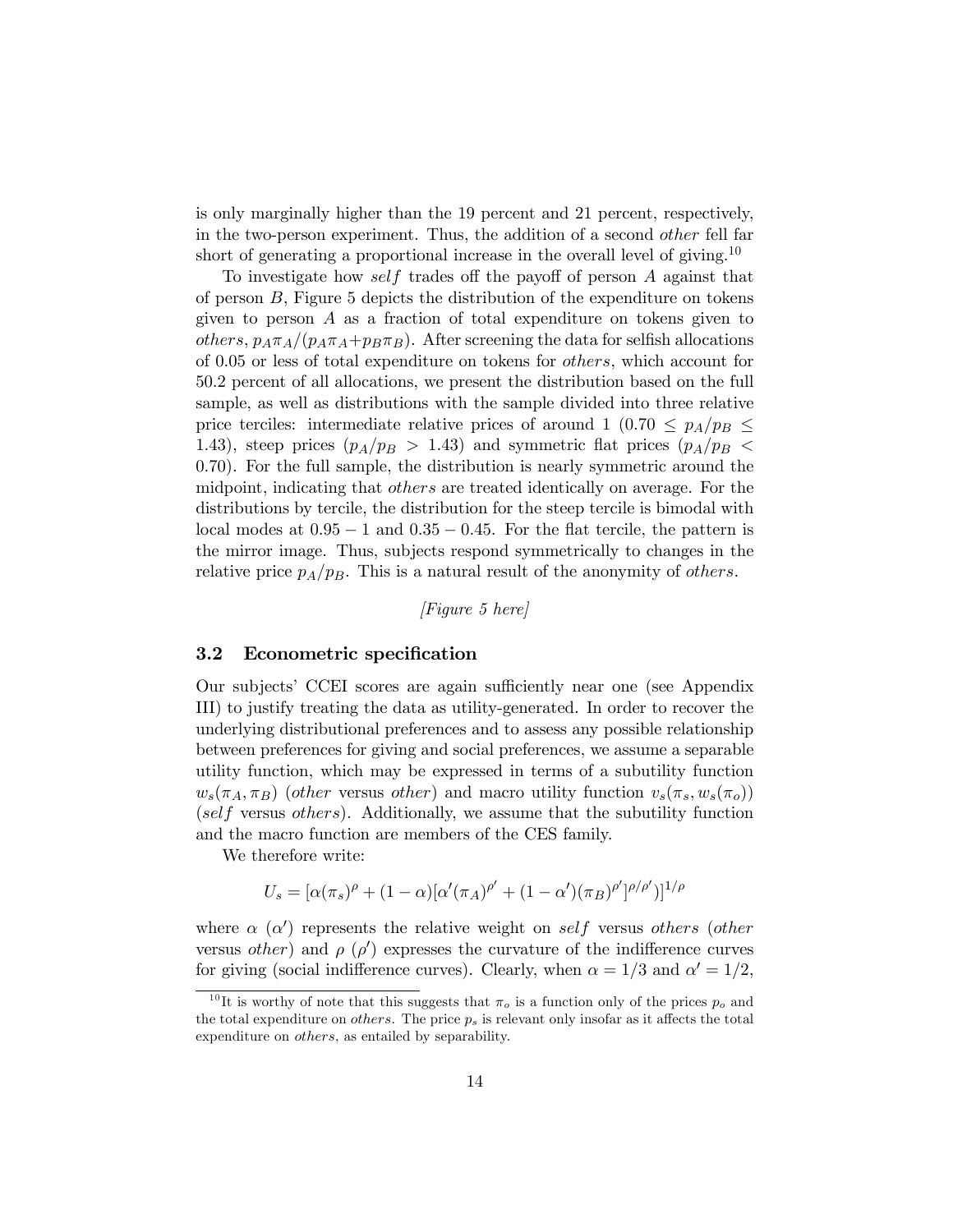is only marginally higher than the 19 percent and 21 percent, respectively, in the two-person experiment. Thus, the addition of a second *other* fell far short of generating a proportional increase in the overall level of giving.[10]

To investigate how *self* trades off the payoff of person $A$ against that of person $B$, Figure 5 depicts the distribution of the expenditure on tokens given to person $A$ as a fraction of total expenditure on tokens given to *others*, $p_A\pi_A/(p_A\pi_A+p_B\pi_B)$. After screening the data for selfish allocations of 0.05 or less of total expenditure on tokens for *others*, which account for 50.2 percent of all allocations, we present the distribution based on the full sample, as well as distributions with the sample divided into three relative price terciles: intermediate relative prices of around 1 ($0.70 \leq p_A/p_B \leq 1.43$), steep prices ($p_A/p_B > 1.43$) and symmetric flat prices ($p_A/p_B < 0.70$). For the full sample, the distribution is nearly symmetric around the midpoint, indicating that *others* are treated identically on average. For the distributions by tercile, the distribution for the steep tercile is bimodal with local modes at $0.95-1$ and $0.35-0.45$. For the flat tercile, the pattern is the mirror image. Thus, subjects respond symmetrically to changes in the relative price $p_A/p_B$. This is a natural result of the anonymity of *others*.

*[Figure 5 here]*

### 3.2 Econometric specification

Our subjects' CCEI scores are again sufficiently near one (see Appendix III) to justify treating the data as utility-generated. In order to recover the underlying distributional preferences and to assess any possible relationship between preferences for giving and social preferences, we assume a separable utility function, which may be expressed in terms of a subutility function $w_s(\pi_A, \pi_B)$ (*other* versus *other*) and macro utility function $v_s(\pi_s, w_s(\pi_o))$ (*self* versus *others*). Additionally, we assume that the subutility function and the macro function are members of the CES family.

We therefore write:

$$U_s = [\alpha(\pi_s)^\rho + (1-\alpha)[\alpha'(\pi_A)^{\rho'} + (1-\alpha')(\pi_B)^{\rho'}]^{\rho/\rho'})]^{1/\rho}$$

where $\alpha$ ($\alpha'$) represents the relative weight on *self* versus *others* (*other* versus *other*) and $\rho$ ($\rho'$) expresses the curvature of the indifference curves for giving (social indifference curves). Clearly, when $\alpha = 1/3$ and $\alpha' = 1/2$,

[10] It is worthy of note that this suggests that $\pi_o$ is a function only of the prices $p_o$ and the total expenditure on *others*. The price $p_s$ is relevant only insofar as it affects the total expenditure on *others*, as entailed by separability.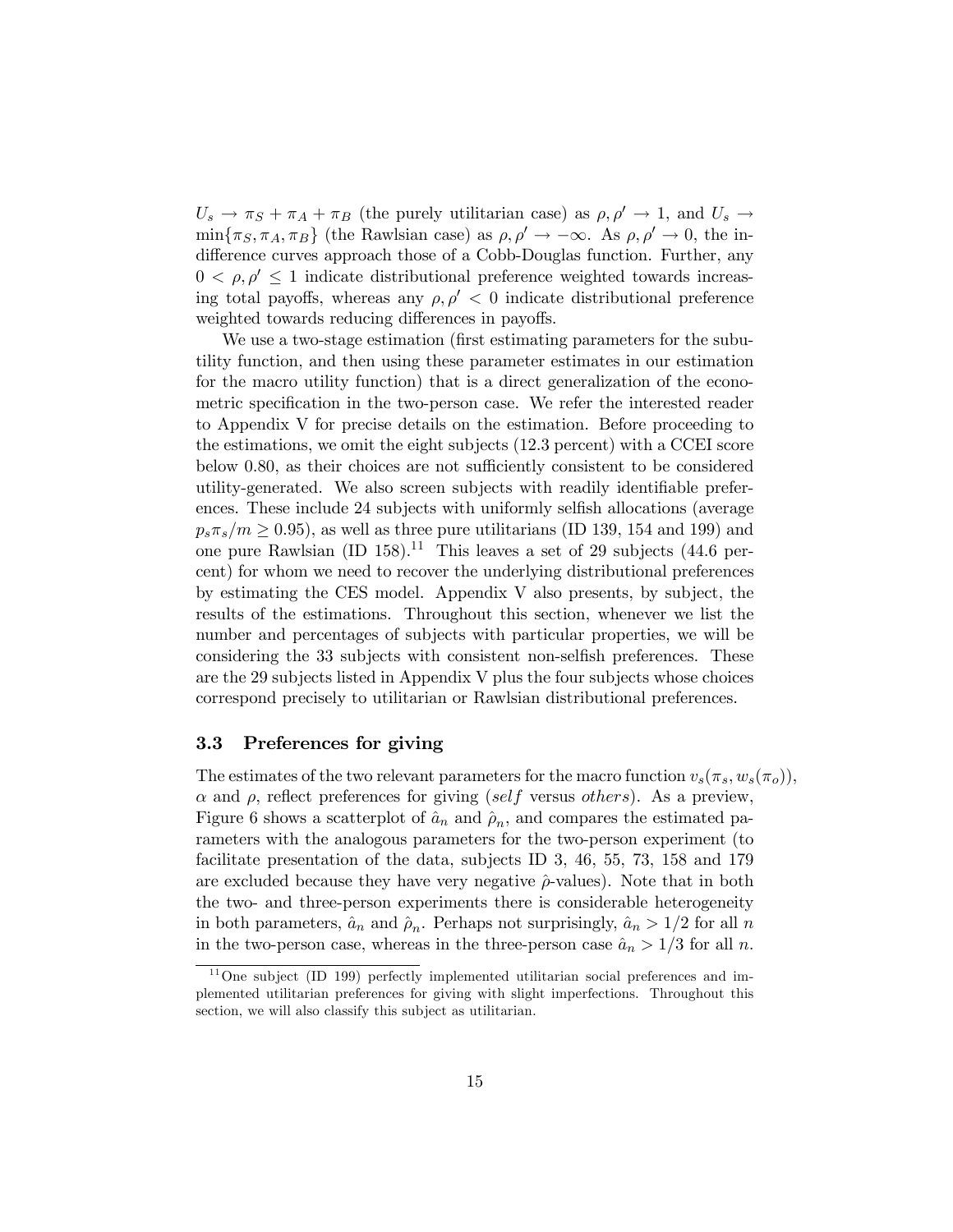$U_s \to \pi_S + \pi_A + \pi_B$ (the purely utilitarian case) as $\rho, \rho' \to 1$, and $U_s \to \min\{\pi_S, \pi_A, \pi_B\}$ (the Rawlsian case) as $\rho, \rho' \to -\infty$. As $\rho, \rho' \to 0$, the indifference curves approach those of a Cobb-Douglas function. Further, any $0 < \rho, \rho' \leq 1$ indicate distributional preference weighted towards increasing total payoffs, whereas any $\rho, \rho' < 0$ indicate distributional preference weighted towards reducing differences in payoffs.

We use a two-stage estimation (first estimating parameters for the subutility function, and then using these parameter estimates in our estimation for the macro utility function) that is a direct generalization of the econometric specification in the two-person case. We refer the interested reader to Appendix V for precise details on the estimation. Before proceeding to the estimations, we omit the eight subjects (12.3 percent) with a CCEI score below 0.80, as their choices are not sufficiently consistent to be considered utility-generated. We also screen subjects with readily identifiable preferences. These include 24 subjects with uniformly selfish allocations (average $p_s\pi_s/m \geq 0.95$), as well as three pure utilitarians (ID 139, 154 and 199) and one pure Rawlsian (ID 158).[11] This leaves a set of 29 subjects (44.6 percent) for whom we need to recover the underlying distributional preferences by estimating the CES model. Appendix V also presents, by subject, the results of the estimations. Throughout this section, whenever we list the number and percentages of subjects with particular properties, we will be considering the 33 subjects with consistent non-selfish preferences. These are the 29 subjects listed in Appendix V plus the four subjects whose choices correspond precisely to utilitarian or Rawlsian distributional preferences.

### 3.3 Preferences for giving

The estimates of the two relevant parameters for the macro function $v_s(\pi_s, w_s(\pi_o))$, $\alpha$ and $\rho$, reflect preferences for giving (*self* versus *others*). As a preview, Figure 6 shows a scatterplot of $\hat{a}_n$ and $\hat{\rho}_n$, and compares the estimated parameters with the analogous parameters for the two-person experiment (to facilitate presentation of the data, subjects ID 3, 46, 55, 73, 158 and 179 are excluded because they have very negative $\hat{\rho}$-values). Note that in both the two- and three-person experiments there is considerable heterogeneity in both parameters, $\hat{a}_n$ and $\hat{\rho}_n$. Perhaps not surprisingly, $\hat{a}_n > 1/2$ for all $n$ in the two-person case, whereas in the three-person case $\hat{a}_n > 1/3$ for all $n$.

[11] One subject (ID 199) perfectly implemented utilitarian social preferences and implemented utilitarian preferences for giving with slight imperfections. Throughout this section, we will also classify this subject as utilitarian.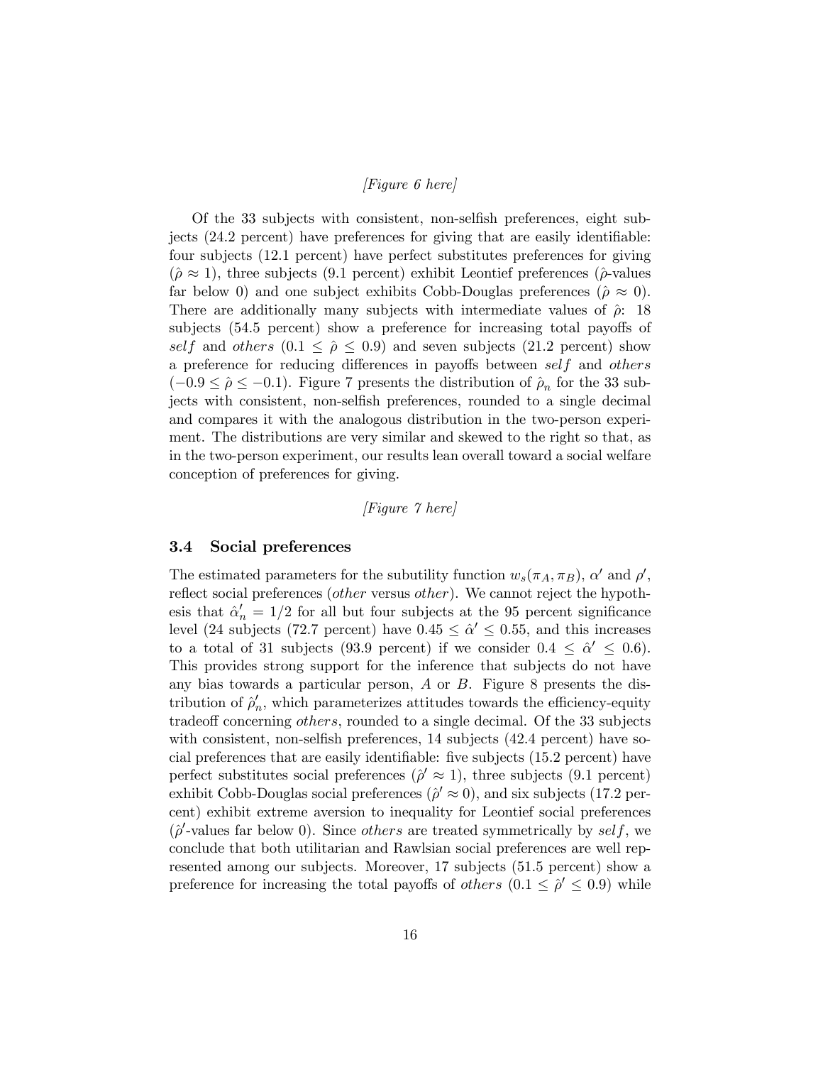*[Figure 6 here]*

Of the 33 subjects with consistent, non-selfish preferences, eight subjects (24.2 percent) have preferences for giving that are easily identifiable: four subjects (12.1 percent) have perfect substitutes preferences for giving ($\hat{\rho} \approx 1$), three subjects (9.1 percent) exhibit Leontief preferences ($\hat{\rho}$-values far below 0) and one subject exhibits Cobb-Douglas preferences ($\hat{\rho} \approx 0$). There are additionally many subjects with intermediate values of $\hat{\rho}$: 18 subjects (54.5 percent) show a preference for increasing total payoffs of $self$ and $others$ ($0.1 \leq \hat{\rho} \leq 0.9$) and seven subjects (21.2 percent) show a preference for reducing differences in payoffs between $self$ and $others$ ($-0.9 \leq \hat{\rho} \leq -0.1$). Figure 7 presents the distribution of $\hat{\rho}_n$ for the 33 subjects with consistent, non-selfish preferences, rounded to a single decimal and compares it with the analogous distribution in the two-person experiment. The distributions are very similar and skewed to the right so that, as in the two-person experiment, our results lean overall toward a social welfare conception of preferences for giving.

*[Figure 7 here]*

### 3.4 Social preferences

The estimated parameters for the subutility function $w_s(\pi_A, \pi_B)$, $\alpha'$ and $\rho'$, reflect social preferences (*other* versus *other*). We cannot reject the hypothesis that $\hat{\alpha}'_n = 1/2$ for all but four subjects at the 95 percent significance level (24 subjects (72.7 percent) have $0.45 \leq \hat{\alpha}' \leq 0.55$, and this increases to a total of 31 subjects (93.9 percent) if we consider $0.4 \leq \hat{\alpha}' \leq 0.6$). This provides strong support for the inference that subjects do not have any bias towards a particular person, $A$ or $B$. Figure 8 presents the distribution of $\hat{\rho}'_n$, which parameterizes attitudes towards the efficiency-equity tradeoff concerning $others$, rounded to a single decimal. Of the 33 subjects with consistent, non-selfish preferences, 14 subjects (42.4 percent) have social preferences that are easily identifiable: five subjects (15.2 percent) have perfect substitutes social preferences ($\hat{\rho}' \approx 1$), three subjects (9.1 percent) exhibit Cobb-Douglas social preferences ($\hat{\rho}' \approx 0$), and six subjects (17.2 percent) exhibit extreme aversion to inequality for Leontief social preferences ($\hat{\rho}'$-values far below 0). Since $others$ are treated symmetrically by $self$, we conclude that both utilitarian and Rawlsian social preferences are well represented among our subjects. Moreover, 17 subjects (51.5 percent) show a preference for increasing the total payoffs of $others$ ($0.1 \leq \hat{\rho}' \leq 0.9$) while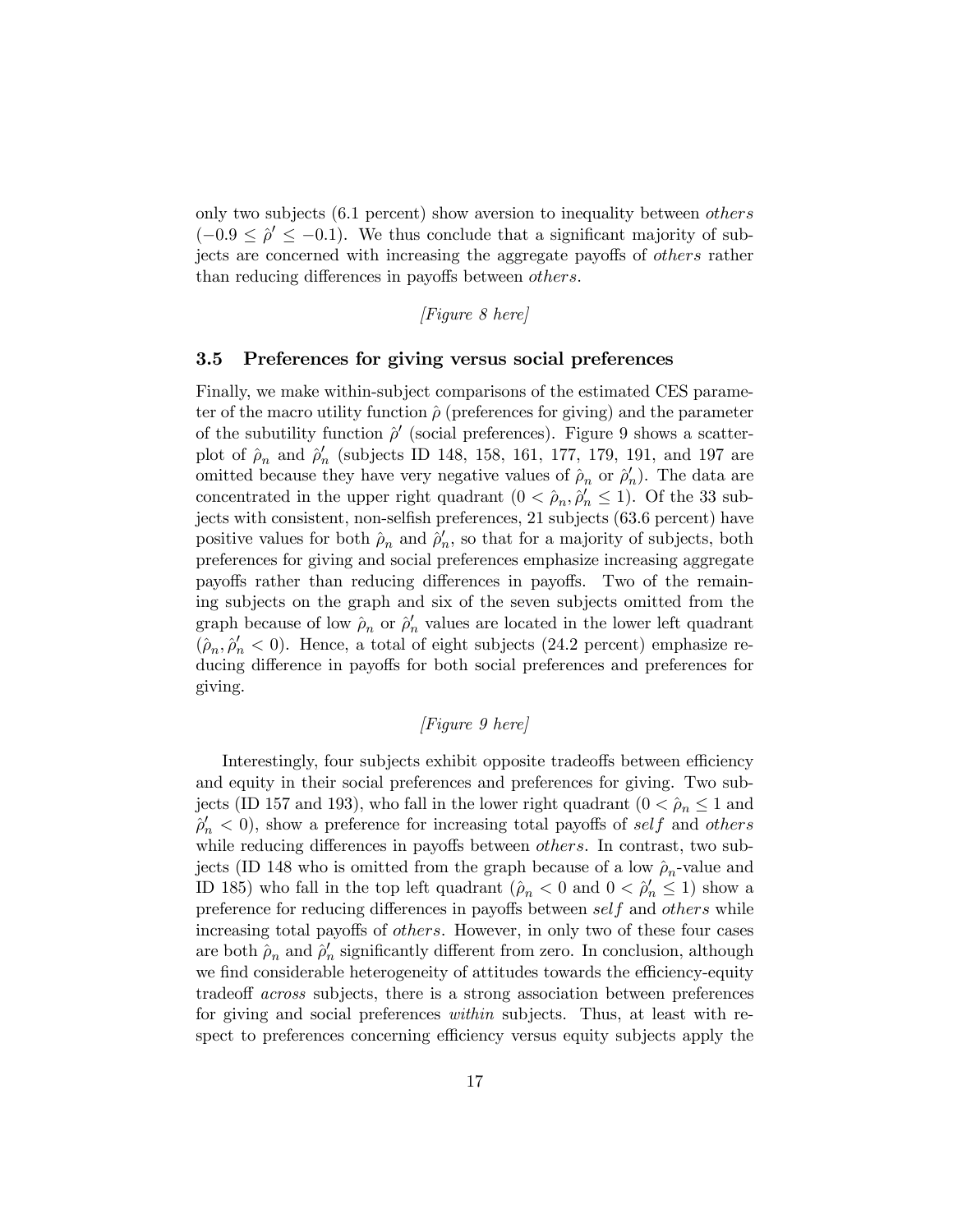only two subjects (6.1 percent) show aversion to inequality between *others* ($-0.9 \leq \hat{\rho}' \leq -0.1$). We thus conclude that a significant majority of subjects are concerned with increasing the aggregate payoffs of *others* rather than reducing differences in payoffs between *others*.

*[Figure 8 here]*

### 3.5 Preferences for giving versus social preferences

Finally, we make within-subject comparisons of the estimated CES parameter of the macro utility function $\hat{\rho}$ (preferences for giving) and the parameter of the subutility function $\hat{\rho}'$ (social preferences). Figure 9 shows a scatterplot of $\hat{\rho}_n$ and $\hat{\rho}'_n$ (subjects ID 148, 158, 161, 177, 179, 191, and 197 are omitted because they have very negative values of $\hat{\rho}_n$ or $\hat{\rho}'_n$). The data are concentrated in the upper right quadrant ($0 < \hat{\rho}_n, \hat{\rho}'_n \leq 1$). Of the 33 subjects with consistent, non-selfish preferences, 21 subjects (63.6 percent) have positive values for both $\hat{\rho}_n$ and $\hat{\rho}'_n$, so that for a majority of subjects, both preferences for giving and social preferences emphasize increasing aggregate payoffs rather than reducing differences in payoffs. Two of the remaining subjects on the graph and six of the seven subjects omitted from the graph because of low $\hat{\rho}_n$ or $\hat{\rho}'_n$ values are located in the lower left quadrant ($\hat{\rho}_n, \hat{\rho}'_n < 0$). Hence, a total of eight subjects (24.2 percent) emphasize reducing difference in payoffs for both social preferences and preferences for giving.

*[Figure 9 here]*

Interestingly, four subjects exhibit opposite tradeoffs between efficiency and equity in their social preferences and preferences for giving. Two subjects (ID 157 and 193), who fall in the lower right quadrant ($0 < \hat{\rho}_n \leq 1$ and $\hat{\rho}'_n < 0$), show a preference for increasing total payoffs of *self* and *others* while reducing differences in payoffs between *others*. In contrast, two subjects (ID 148 who is omitted from the graph because of a low $\hat{\rho}_n$-value and ID 185) who fall in the top left quadrant ($\hat{\rho}_n < 0$ and $0 < \hat{\rho}'_n \leq 1$) show a preference for reducing differences in payoffs between *self* and *others* while increasing total payoffs of *others*. However, in only two of these four cases are both $\hat{\rho}_n$ and $\hat{\rho}'_n$ significantly different from zero. In conclusion, although we find considerable heterogeneity of attitudes towards the efficiency-equity tradeoff *across* subjects, there is a strong association between preferences for giving and social preferences *within* subjects. Thus, at least with respect to preferences concerning efficiency versus equity subjects apply the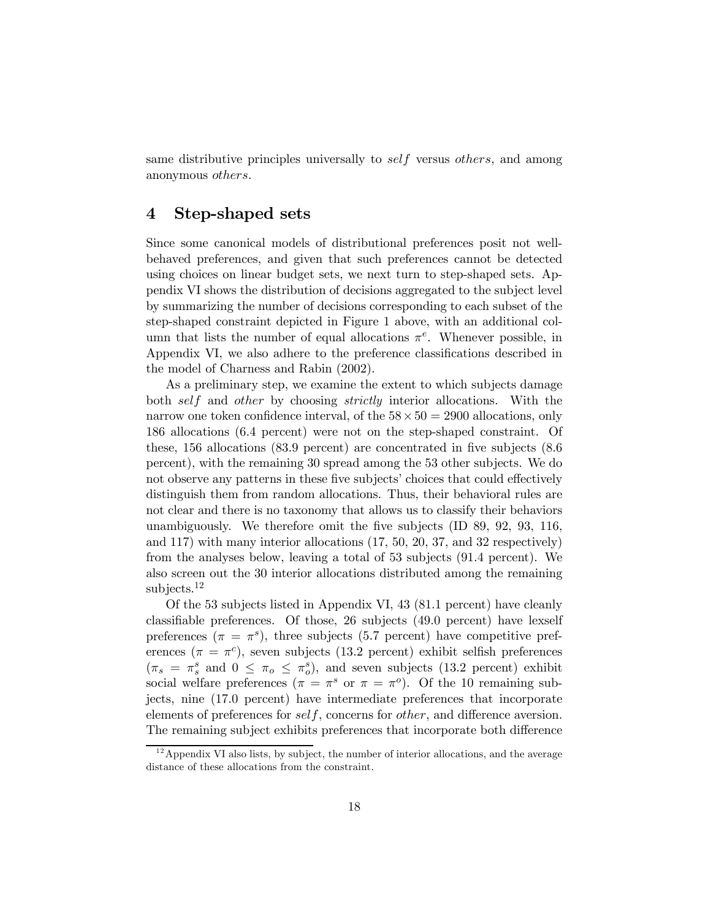same distributive principles universally to *self* versus *others*, and among anonymous *others*.

## 4 Step-shaped sets

Since some canonical models of distributional preferences posit not well-behaved preferences, and given that such preferences cannot be detected using choices on linear budget sets, we next turn to step-shaped sets. Appendix VI shows the distribution of decisions aggregated to the subject level by summarizing the number of decisions corresponding to each subset of the step-shaped constraint depicted in Figure 1 above, with an additional column that lists the number of equal allocations $\pi^e$. Whenever possible, in Appendix VI, we also adhere to the preference classifications described in the model of Charness and Rabin (2002).

As a preliminary step, we examine the extent to which subjects damage both *self* and *other* by choosing *strictly* interior allocations. With the narrow one token confidence interval, of the $58 \times 50 = 2900$ allocations, only 186 allocations (6.4 percent) were not on the step-shaped constraint. Of these, 156 allocations (83.9 percent) are concentrated in five subjects (8.6 percent), with the remaining 30 spread among the 53 other subjects. We do not observe any patterns in these five subjects' choices that could effectively distinguish them from random allocations. Thus, their behavioral rules are not clear and there is no taxonomy that allows us to classify their behaviors unambiguously. We therefore omit the five subjects (ID 89, 92, 93, 116, and 117) with many interior allocations (17, 50, 20, 37, and 32 respectively) from the analyses below, leaving a total of 53 subjects (91.4 percent). We also screen out the 30 interior allocations distributed among the remaining subjects.[12]

Of the 53 subjects listed in Appendix VI, 43 (81.1 percent) have cleanly classifiable preferences. Of those, 26 subjects (49.0 percent) have lexself preferences ($\pi = \pi^s$), three subjects (5.7 percent) have competitive preferences ($\pi = \pi^c$), seven subjects (13.2 percent) exhibit selfish preferences ($\pi_s = \pi_s^s$ and $0 \leq \pi_o \leq \pi_o^s$), and seven subjects (13.2 percent) exhibit social welfare preferences ($\pi = \pi^s$ or $\pi = \pi^o$). Of the 10 remaining subjects, nine (17.0 percent) have intermediate preferences that incorporate elements of preferences for *self*, concerns for *other*, and difference aversion. The remaining subject exhibits preferences that incorporate both difference

[12] Appendix VI also lists, by subject, the number of interior allocations, and the average distance of these allocations from the constraint.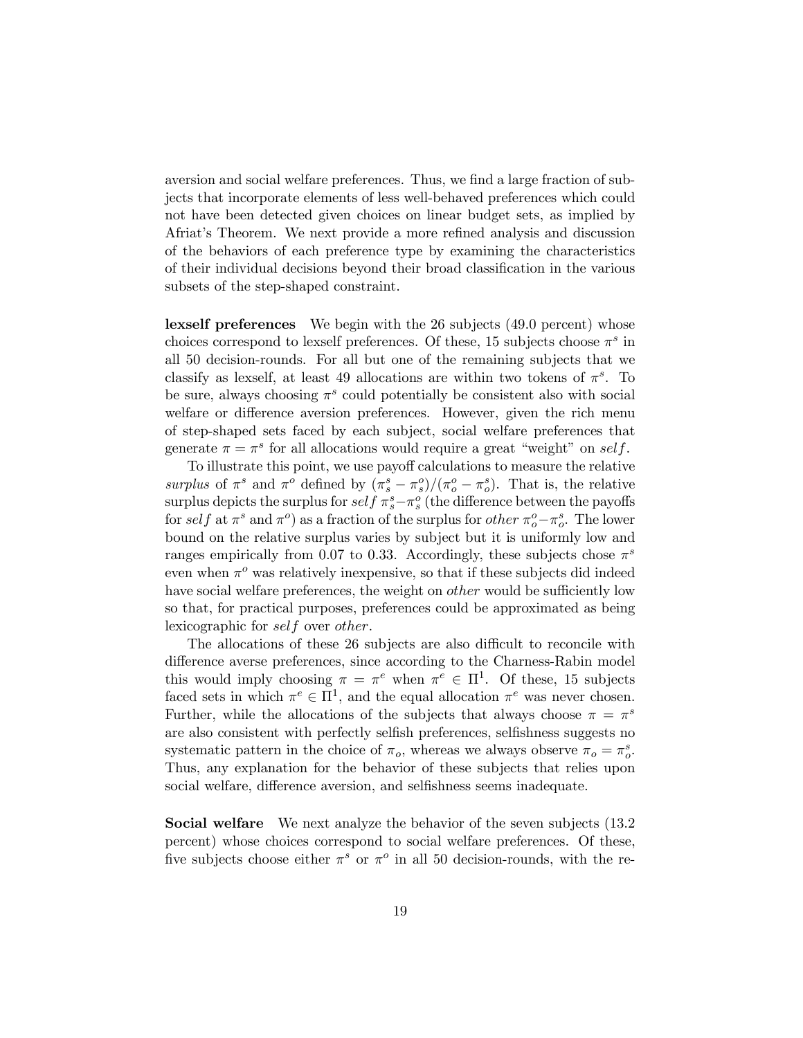aversion and social welfare preferences. Thus, we find a large fraction of subjects that incorporate elements of less well-behaved preferences which could not have been detected given choices on linear budget sets, as implied by Afriat's Theorem. We next provide a more refined analysis and discussion of the behaviors of each preference type by examining the characteristics of their individual decisions beyond their broad classification in the various subsets of the step-shaped constraint.

**lexself preferences** We begin with the 26 subjects (49.0 percent) whose choices correspond to lexself preferences. Of these, 15 subjects choose $\pi^s$ in all 50 decision-rounds. For all but one of the remaining subjects that we classify as lexself, at least 49 allocations are within two tokens of $\pi^s$. To be sure, always choosing $\pi^s$ could potentially be consistent also with social welfare or difference aversion preferences. However, given the rich menu of step-shaped sets faced by each subject, social welfare preferences that generate $\pi = \pi^s$ for all allocations would require a great "weight" on $self$.

To illustrate this point, we use payoff calculations to measure the relative *surplus* of $\pi^s$ and $\pi^o$ defined by $(\pi^s_s - \pi^o_s)/(\pi^o_o - \pi^s_o)$. That is, the relative surplus depicts the surplus for $self$ $\pi^s_s - \pi^o_s$ (the difference between the payoffs for $self$ at $\pi^s$ and $\pi^o$) as a fraction of the surplus for *other* $\pi^o_o - \pi^s_o$. The lower bound on the relative surplus varies by subject but it is uniformly low and ranges empirically from 0.07 to 0.33. Accordingly, these subjects chose $\pi^s$ even when $\pi^o$ was relatively inexpensive, so that if these subjects did indeed have social welfare preferences, the weight on *other* would be sufficiently low so that, for practical purposes, preferences could be approximated as being lexicographic for $self$ over *other*.

The allocations of these 26 subjects are also difficult to reconcile with difference averse preferences, since according to the Charness-Rabin model this would imply choosing $\pi = \pi^e$ when $\pi^e \in \Pi^1$. Of these, 15 subjects faced sets in which $\pi^e \in \Pi^1$, and the equal allocation $\pi^e$ was never chosen. Further, while the allocations of the subjects that always choose $\pi = \pi^s$ are also consistent with perfectly selfish preferences, selfishness suggests no systematic pattern in the choice of $\pi_o$, whereas we always observe $\pi_o = \pi^s_o$. Thus, any explanation for the behavior of these subjects that relies upon social welfare, difference aversion, and selfishness seems inadequate.

**Social welfare** We next analyze the behavior of the seven subjects (13.2 percent) whose choices correspond to social welfare preferences. Of these, five subjects choose either $\pi^s$ or $\pi^o$ in all 50 decision-rounds, with the re-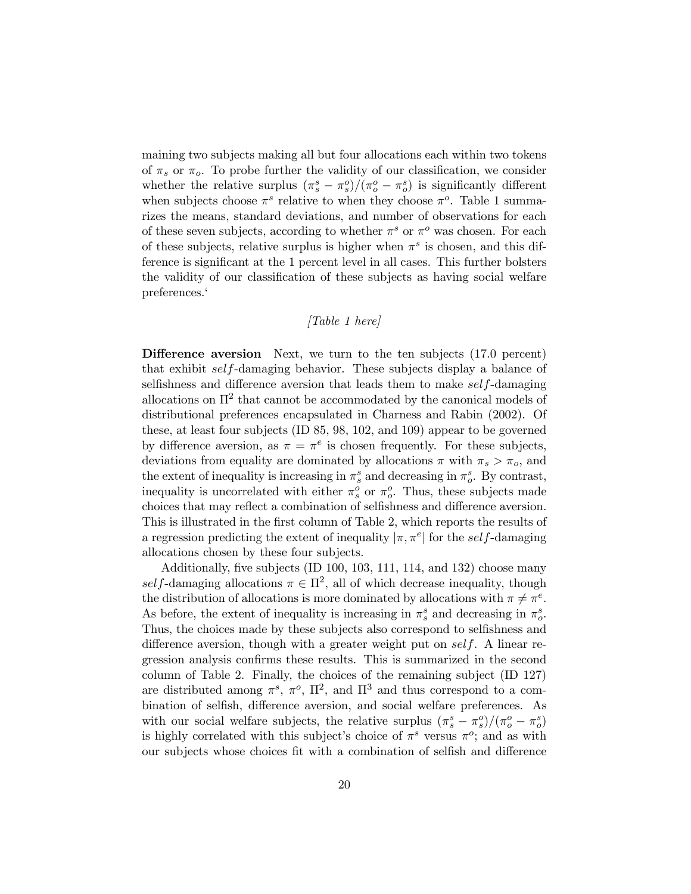maining two subjects making all but four allocations each within two tokens of $\pi_s$ or $\pi_o$. To probe further the validity of our classification, we consider whether the relative surplus $(\pi_s^s - \pi_s^o)/(\pi_o^o - \pi_o^s)$ is significantly different when subjects choose $\pi^s$ relative to when they choose $\pi^o$. Table 1 summarizes the means, standard deviations, and number of observations for each of these seven subjects, according to whether $\pi^s$ or $\pi^o$ was chosen. For each of these subjects, relative surplus is higher when $\pi^s$ is chosen, and this difference is significant at the 1 percent level in all cases. This further bolsters the validity of our classification of these subjects as having social welfare preferences.‘

*[Table 1 here]*

**Difference aversion** Next, we turn to the ten subjects (17.0 percent) that exhibit *self*-damaging behavior. These subjects display a balance of selfishness and difference aversion that leads them to make *self*-damaging allocations on $\Pi^2$ that cannot be accommodated by the canonical models of distributional preferences encapsulated in Charness and Rabin (2002). Of these, at least four subjects (ID 85, 98, 102, and 109) appear to be governed by difference aversion, as $\pi = \pi^e$ is chosen frequently. For these subjects, deviations from equality are dominated by allocations $\pi$ with $\pi_s > \pi_o$, and the extent of inequality is increasing in $\pi_s^s$ and decreasing in $\pi_o^s$. By contrast, inequality is uncorrelated with either $\pi_s^o$ or $\pi_o^o$. Thus, these subjects made choices that may reflect a combination of selfishness and difference aversion. This is illustrated in the first column of Table 2, which reports the results of a regression predicting the extent of inequality $|\pi, \pi^e|$ for the *self*-damaging allocations chosen by these four subjects.

Additionally, five subjects (ID 100, 103, 111, 114, and 132) choose many *self*-damaging allocations $\pi \in \Pi^2$, all of which decrease inequality, though the distribution of allocations is more dominated by allocations with $\pi \neq \pi^e$. As before, the extent of inequality is increasing in $\pi_s^s$ and decreasing in $\pi_o^s$. Thus, the choices made by these subjects also correspond to selfishness and difference aversion, though with a greater weight put on *self*. A linear regression analysis confirms these results. This is summarized in the second column of Table 2. Finally, the choices of the remaining subject (ID 127) are distributed among $\pi^s$, $\pi^o$, $\Pi^2$, and $\Pi^3$ and thus correspond to a combination of selfish, difference aversion, and social welfare preferences. As with our social welfare subjects, the relative surplus $(\pi_s^s - \pi_s^o)/(\pi_o^o - \pi_o^s)$ is highly correlated with this subject's choice of $\pi^s$ versus $\pi^o$; and as with our subjects whose choices fit with a combination of selfish and difference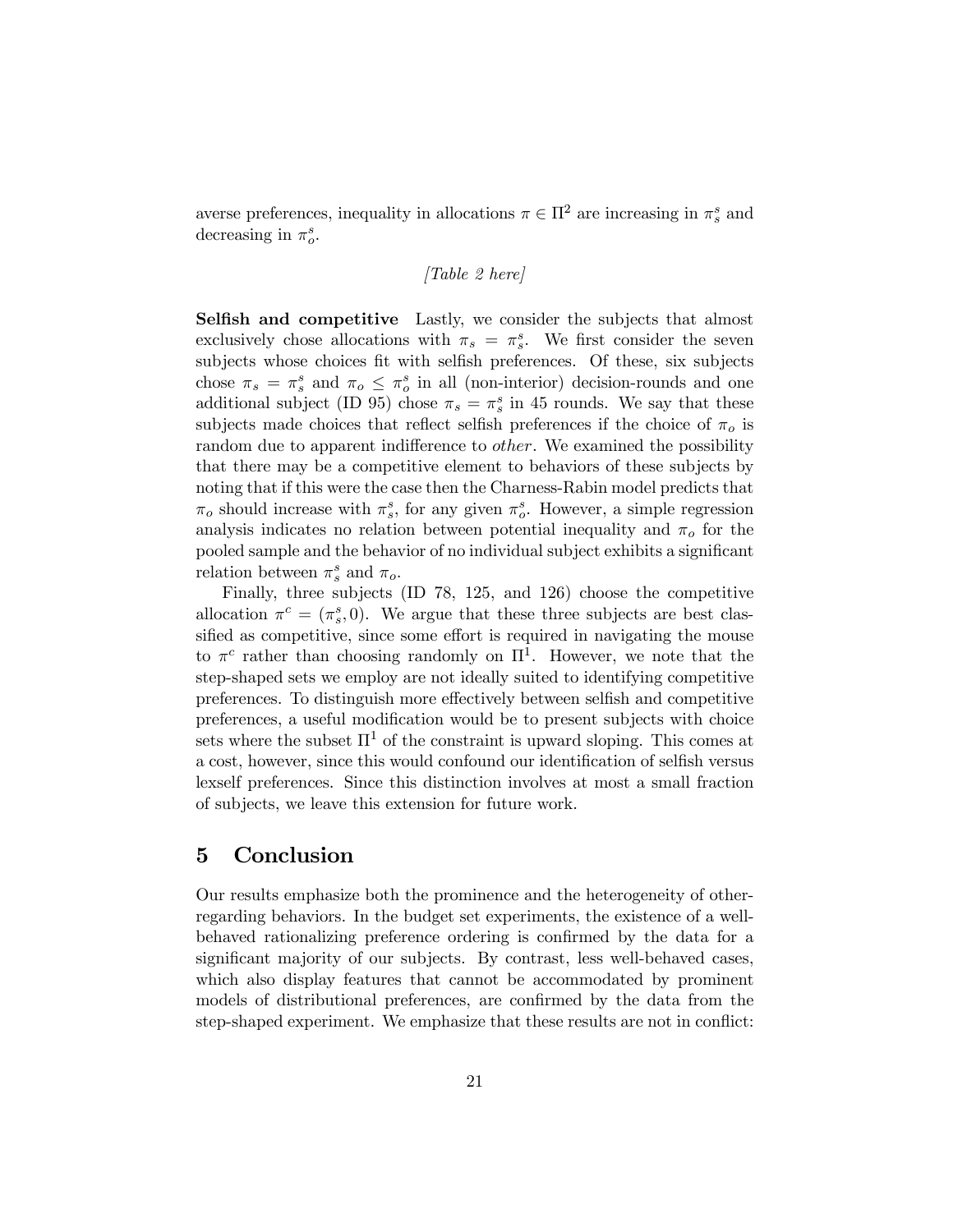averse preferences, inequality in allocations $\pi \in \Pi^2$ are increasing in $\pi_s^s$ and decreasing in $\pi_o^s$.

*[Table 2 here]*

**Selfish and competitive** Lastly, we consider the subjects that almost exclusively chose allocations with $\pi_s = \pi_s^s$. We first consider the seven subjects whose choices fit with selfish preferences. Of these, six subjects chose $\pi_s = \pi_s^s$ and $\pi_o \leq \pi_o^s$ in all (non-interior) decision-rounds and one additional subject (ID 95) chose $\pi_s = \pi_s^s$ in 45 rounds. We say that these subjects made choices that reflect selfish preferences if the choice of $\pi_o$ is random due to apparent indifference to *other*. We examined the possibility that there may be a competitive element to behaviors of these subjects by noting that if this were the case then the Charness-Rabin model predicts that $\pi_o$ should increase with $\pi_s^s$, for any given $\pi_o^s$. However, a simple regression analysis indicates no relation between potential inequality and $\pi_o$ for the pooled sample and the behavior of no individual subject exhibits a significant relation between $\pi_s^s$ and $\pi_o$.

Finally, three subjects (ID 78, 125, and 126) choose the competitive allocation $\pi^c = (\pi_s^s, 0)$. We argue that these three subjects are best classified as competitive, since some effort is required in navigating the mouse to $\pi^c$ rather than choosing randomly on $\Pi^1$. However, we note that the step-shaped sets we employ are not ideally suited to identifying competitive preferences. To distinguish more effectively between selfish and competitive preferences, a useful modification would be to present subjects with choice sets where the subset $\Pi^1$ of the constraint is upward sloping. This comes at a cost, however, since this would confound our identification of selfish versus lexself preferences. Since this distinction involves at most a small fraction of subjects, we leave this extension for future work.

# 5 Conclusion

Our results emphasize both the prominence and the heterogeneity of other-regarding behaviors. In the budget set experiments, the existence of a well-behaved rationalizing preference ordering is confirmed by the data for a significant majority of our subjects. By contrast, less well-behaved cases, which also display features that cannot be accommodated by prominent models of distributional preferences, are confirmed by the data from the step-shaped experiment. We emphasize that these results are not in conflict: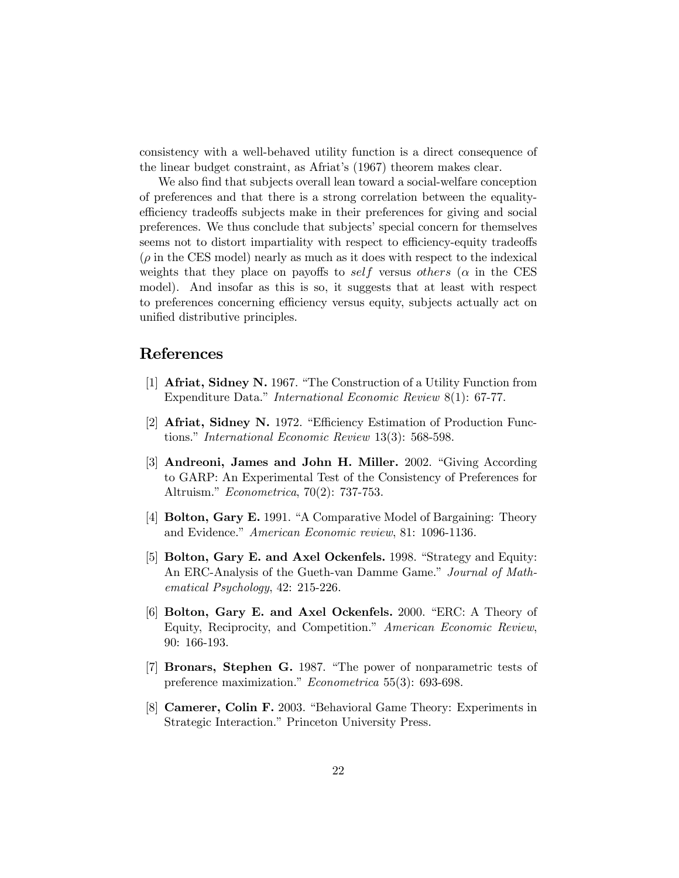consistency with a well-behaved utility function is a direct consequence of the linear budget constraint, as Afriat's (1967) theorem makes clear.

We also find that subjects overall lean toward a social-welfare conception of preferences and that there is a strong correlation between the equality-efficiency tradeoffs subjects make in their preferences for giving and social preferences. We thus conclude that subjects' special concern for themselves seems not to distort impartiality with respect to efficiency-equity tradeoffs ($\rho$ in the CES model) nearly as much as it does with respect to the indexical weights that they place on payoffs to $self$ versus $others$ ($\alpha$ in the CES model). And insofar as this is so, it suggests that at least with respect to preferences concerning efficiency versus equity, subjects actually act on unified distributive principles.

## References

[1] **Afriat, Sidney N.** 1967. "The Construction of a Utility Function from Expenditure Data." *International Economic Review* 8(1): 67-77.

[2] **Afriat, Sidney N.** 1972. "Efficiency Estimation of Production Functions." *International Economic Review* 13(3): 568-598.

[3] **Andreoni, James and John H. Miller.** 2002. "Giving According to GARP: An Experimental Test of the Consistency of Preferences for Altruism." *Econometrica*, 70(2): 737-753.

[4] **Bolton, Gary E.** 1991. "A Comparative Model of Bargaining: Theory and Evidence." *American Economic review*, 81: 1096-1136.

[5] **Bolton, Gary E. and Axel Ockenfels.** 1998. "Strategy and Equity: An ERC-Analysis of the Gueth-van Damme Game." *Journal of Mathematical Psychology*, 42: 215-226.

[6] **Bolton, Gary E. and Axel Ockenfels.** 2000. "ERC: A Theory of Equity, Reciprocity, and Competition." *American Economic Review*, 90: 166-193.

[7] **Bronars, Stephen G.** 1987. "The power of nonparametric tests of preference maximization." *Econometrica* 55(3): 693-698.

[8] **Camerer, Colin F.** 2003. "Behavioral Game Theory: Experiments in Strategic Interaction." Princeton University Press.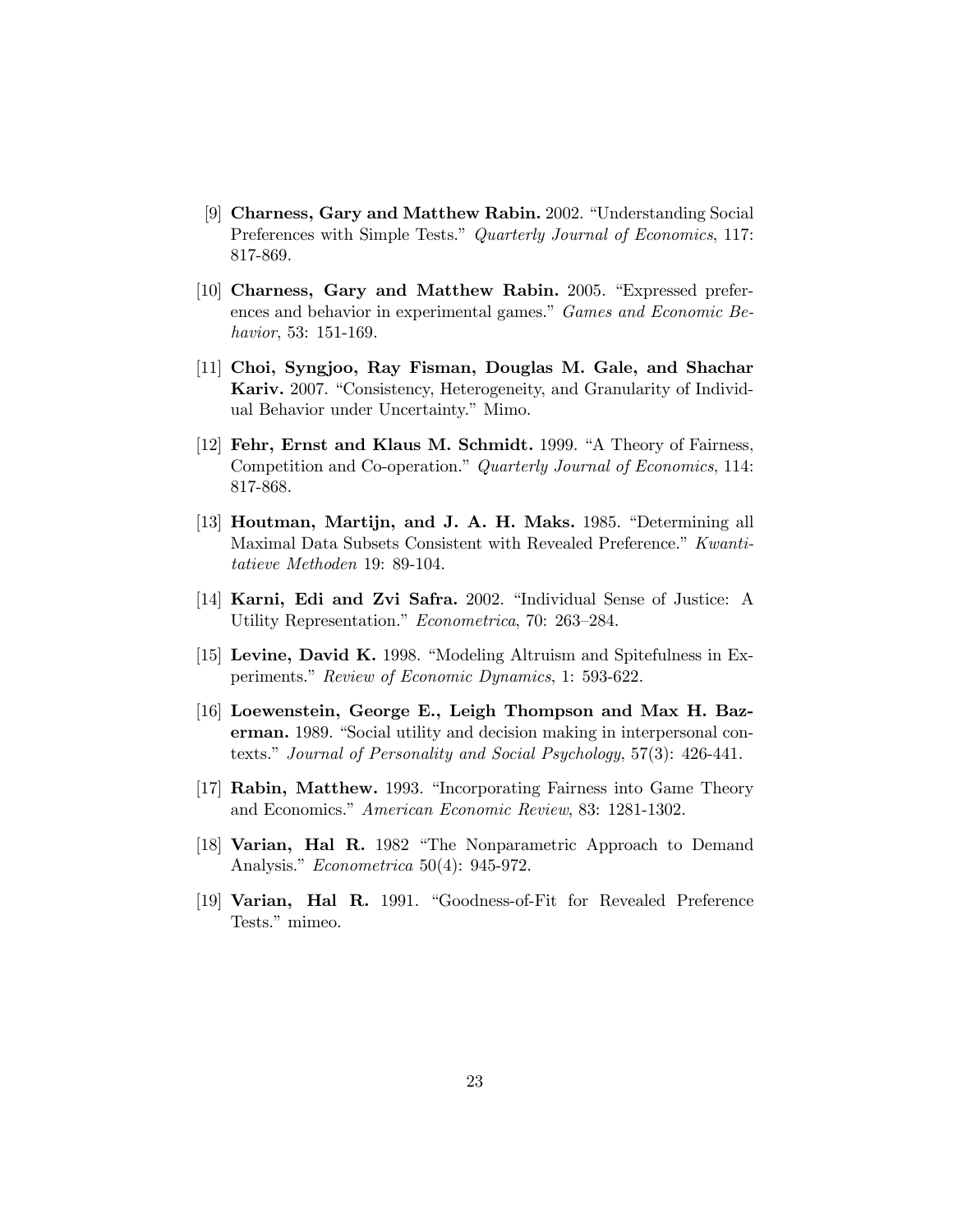[9] **Charness, Gary and Matthew Rabin.** 2002. "Understanding Social Preferences with Simple Tests." *Quarterly Journal of Economics*, 117: 817-869.

[10] **Charness, Gary and Matthew Rabin.** 2005. "Expressed preferences and behavior in experimental games." *Games and Economic Behavior*, 53: 151-169.

[11] **Choi, Syngjoo, Ray Fisman, Douglas M. Gale, and Shachar Kariv.** 2007. "Consistency, Heterogeneity, and Granularity of Individual Behavior under Uncertainty." Mimo.

[12] **Fehr, Ernst and Klaus M. Schmidt.** 1999. "A Theory of Fairness, Competition and Co-operation." *Quarterly Journal of Economics*, 114: 817-868.

[13] **Houtman, Martijn, and J. A. H. Maks.** 1985. "Determining all Maximal Data Subsets Consistent with Revealed Preference." *Kwantitatieve Methoden* 19: 89-104.

[14] **Karni, Edi and Zvi Safra.** 2002. "Individual Sense of Justice: A Utility Representation." *Econometrica*, 70: 263–284.

[15] **Levine, David K.** 1998. "Modeling Altruism and Spitefulness in Experiments." *Review of Economic Dynamics*, 1: 593-622.

[16] **Loewenstein, George E., Leigh Thompson and Max H. Bazerman.** 1989. "Social utility and decision making in interpersonal contexts." *Journal of Personality and Social Psychology*, 57(3): 426-441.

[17] **Rabin, Matthew.** 1993. "Incorporating Fairness into Game Theory and Economics." *American Economic Review*, 83: 1281-1302.

[18] **Varian, Hal R.** 1982 "The Nonparametric Approach to Demand Analysis." *Econometrica* 50(4): 945-972.

[19] **Varian, Hal R.** 1991. "Goodness-of-Fit for Revealed Preference Tests." mimeo.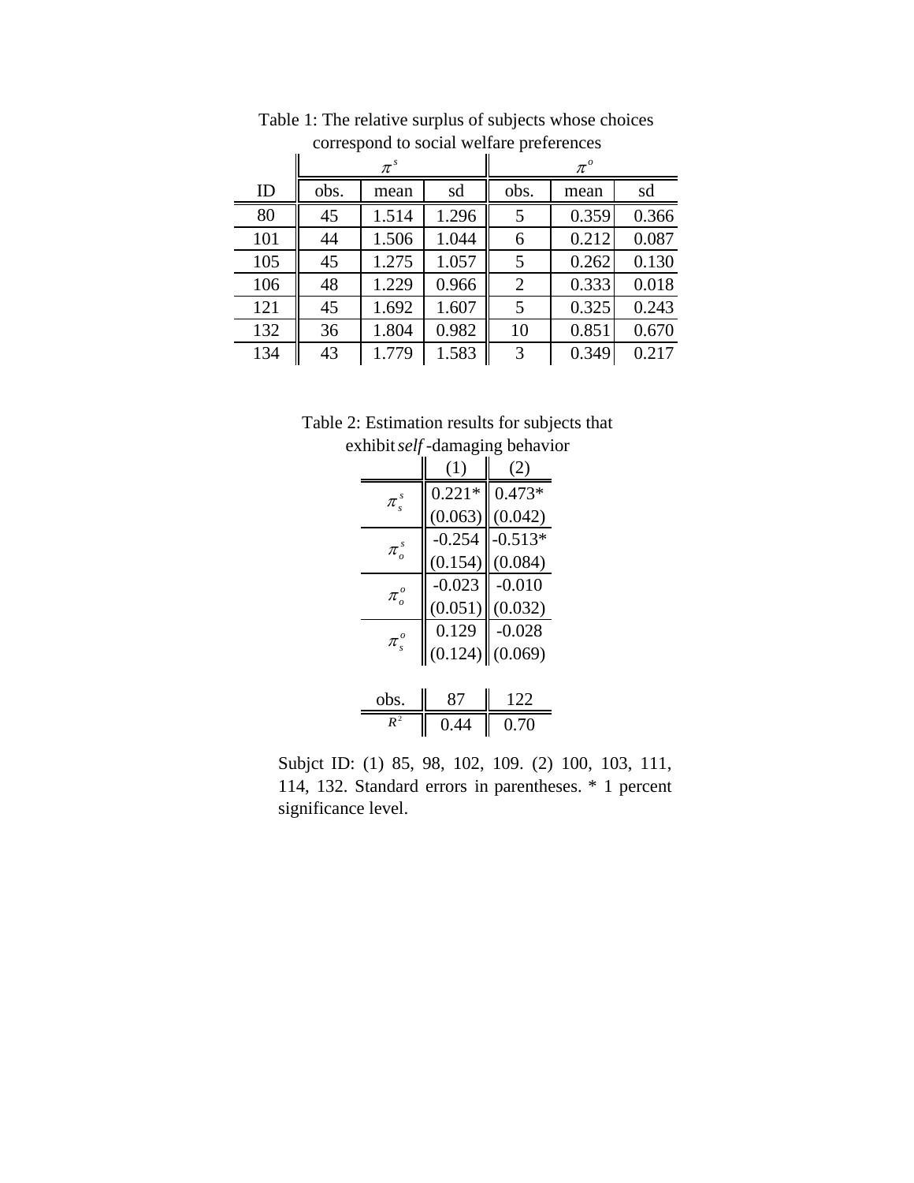Table 1: The relative surplus of subjects whose choices correspond to social welfare preferences

| | $\pi^s$ | | | $\pi^o$ | | |
|---|---|---|---|---|---|---|
| ID | obs. | mean | sd | obs. | mean | sd |
| 80 | 45 | 1.514 | 1.296 | 5 | 0.359 | 0.366 |
| 101 | 44 | 1.506 | 1.044 | 6 | 0.212 | 0.087 |
| 105 | 45 | 1.275 | 1.057 | 5 | 0.262 | 0.130 |
| 106 | 48 | 1.229 | 0.966 | 2 | 0.333 | 0.018 |
| 121 | 45 | 1.692 | 1.607 | 5 | 0.325 | 0.243 |
| 132 | 36 | 1.804 | 0.982 | 10 | 0.851 | 0.670 |
| 134 | 43 | 1.779 | 1.583 | 3 | 0.349 | 0.217 |

Table 2: Estimation results for subjects that exhibit *self*-damaging behavior

| | (1) | (2) |
|---|---|---|
| $\pi_s^s$ | 0.221* | 0.473* |
| | (0.063) | (0.042) |
| $\pi_o^s$ | -0.254 | -0.513* |
| | (0.154) | (0.084) |
| $\pi_o^o$ | -0.023 | -0.010 |
| | (0.051) | (0.032) |
| $\pi_s^o$ | 0.129 | -0.028 |
| | (0.124) | (0.069) |
| | | |
| obs. | 87 | 122 |
| $R^2$ | 0.44 | 0.70 |

Subjct ID: (1) 85, 98, 102, 109. (2) 100, 103, 111, 114, 132. Standard errors in parentheses. * 1 percent significance level.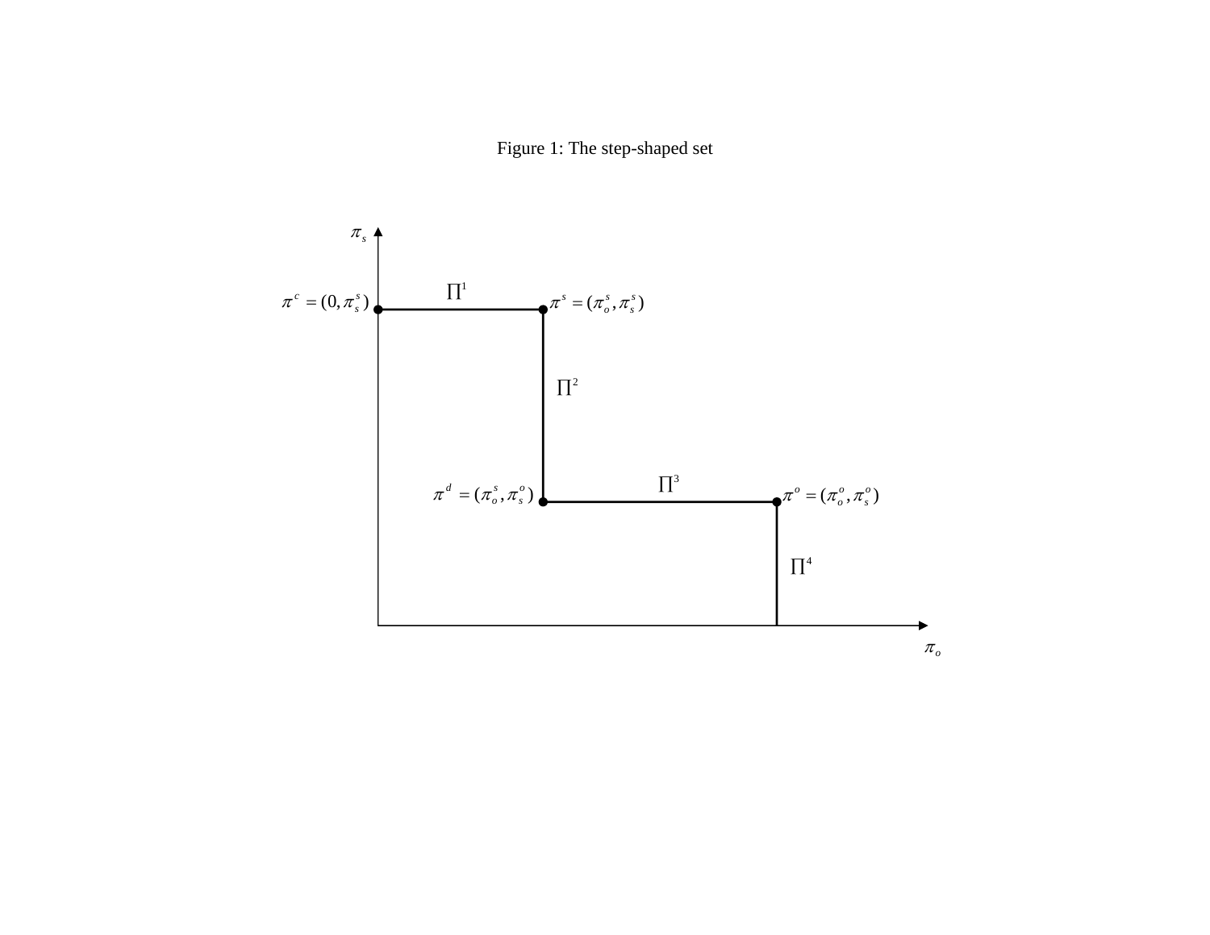Figure 1: The step-shaped set

$\pi_s$

$\Pi^1$

$\pi^c = (0, \pi_s^s)$

$\pi^s = (\pi_o^s, \pi_s^s)$

$\Pi^2$

$\Pi^3$

$\pi^d = (\pi_o^s, \pi_s^o)$

$\pi^o = (\pi_o^o, \pi_s^o)$

$\Pi^4$

$\pi_o$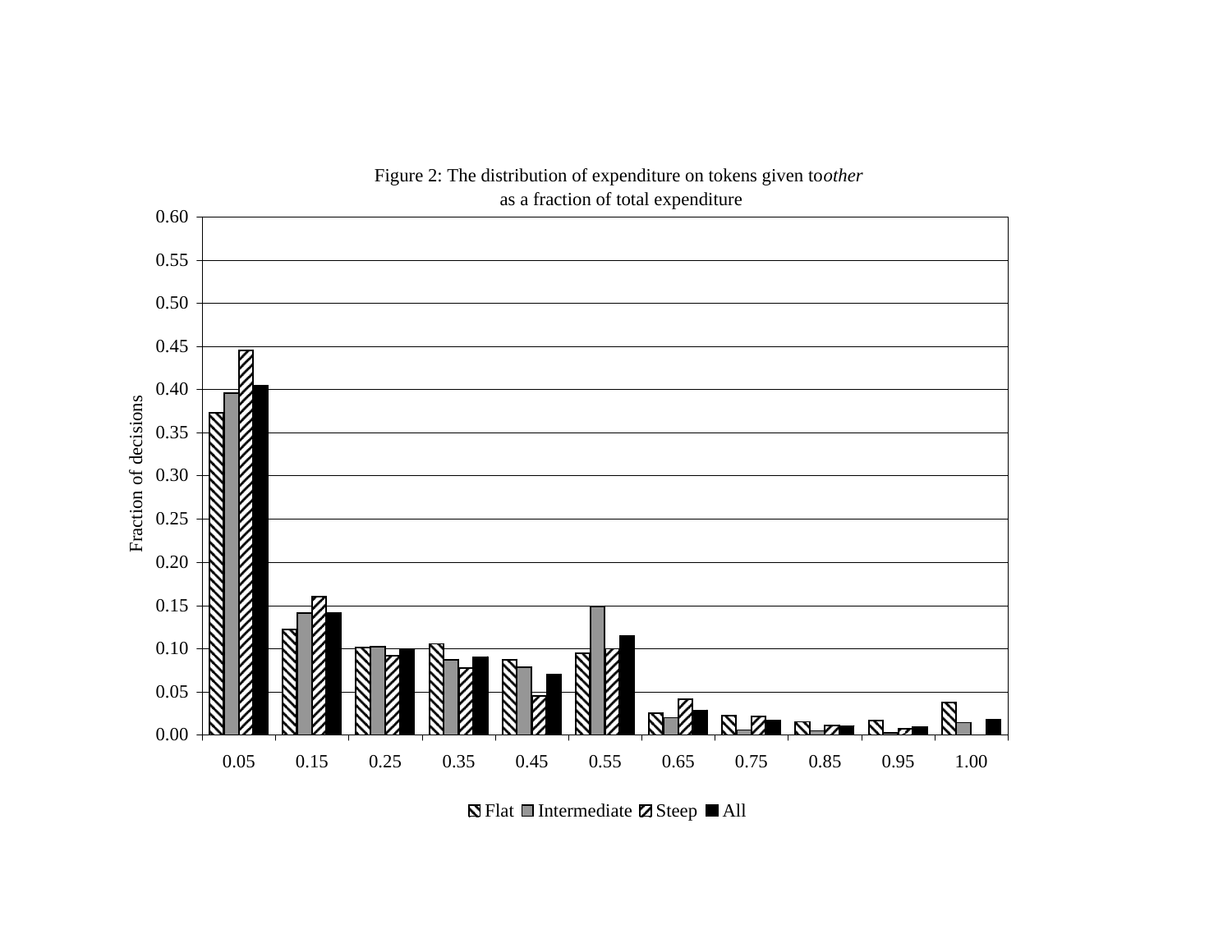Figure 2: The distribution of expenditure on tokens given to *other* as a fraction of total expenditure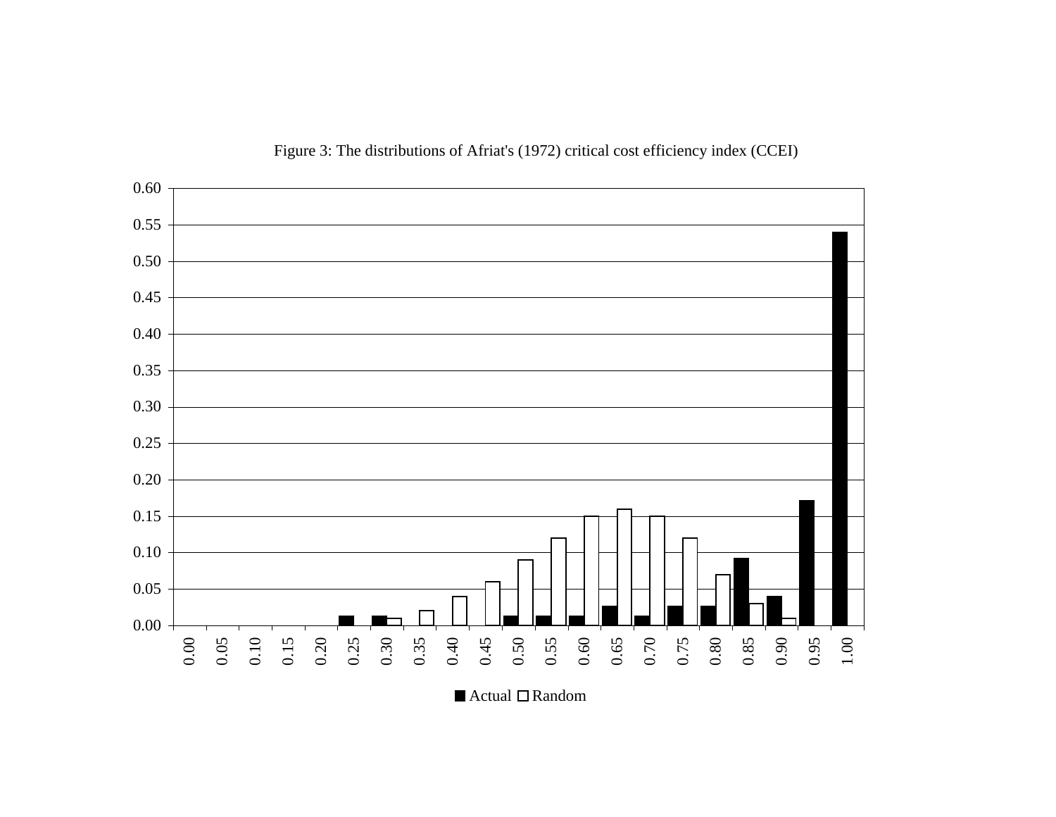Figure 3: The distributions of Afriat's (1972) critical cost efficiency index (CCEI)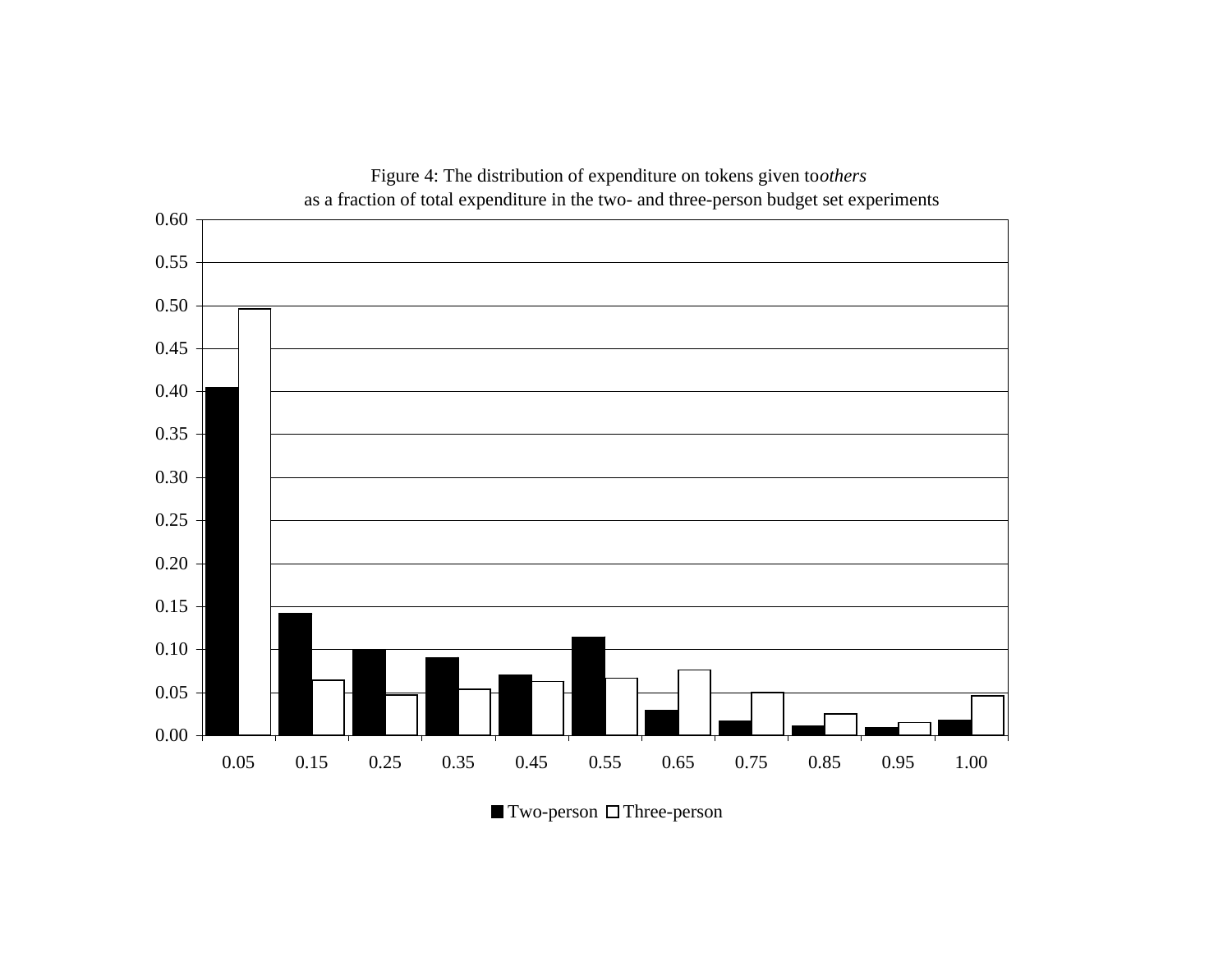Figure 4: The distribution of expenditure on tokens given to*others* as a fraction of total expenditure in the two- and three-person budget set experiments

| | 0.05 | 0.15 | 0.25 | 0.35 | 0.45 | 0.55 | 0.65 | 0.75 | 0.85 | 0.95 | 1.00 |
|---|---|---|---|---|---|---|---|---|---|---|---|
| Two-person | 0.405 | 0.142 | 0.100 | 0.091 | 0.071 | 0.115 | 0.030 | 0.017 | 0.011 | 0.009 | 0.018 |
| Three-person | 0.496 | 0.064 | 0.047 | 0.054 | 0.063 | 0.067 | 0.076 | 0.050 | 0.025 | 0.015 | 0.046 |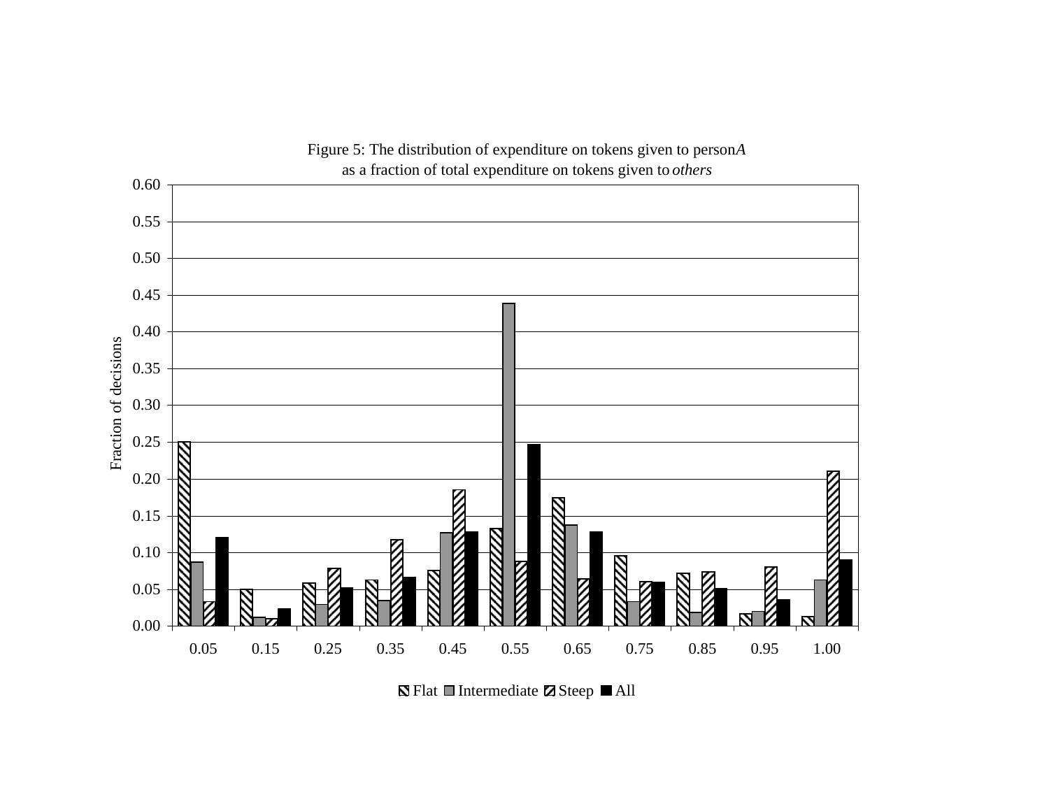Figure 5: The distribution of expenditure on tokens given to person *A* as a fraction of total expenditure on tokens given to *others*

| | 0.05 | 0.15 | 0.25 | 0.35 | 0.45 | 0.55 | 0.65 | 0.75 | 0.85 | 0.95 | 1.00 |
|---|---|---|---|---|---|---|---|---|---|---|---|
| Flat | 0.25 | 0.05 | 0.059 | 0.063 | 0.076 | 0.133 | 0.175 | 0.096 | 0.072 | 0.017 | 0.013 |
| Intermediate | 0.087 | 0.012 | 0.03 | 0.035 | 0.127 | 0.439 | 0.138 | 0.033 | 0.018 | 0.02 | 0.063 |
| Steep | 0.033 | 0.01 | 0.079 | 0.118 | 0.185 | 0.088 | 0.065 | 0.061 | 0.074 | 0.081 | 0.21 |
| All | 0.121 | 0.024 | 0.052 | 0.067 | 0.129 | 0.247 | 0.129 | 0.06 | 0.052 | 0.036 | 0.09 |

Fraction of decisions

Flat Intermediate Steep All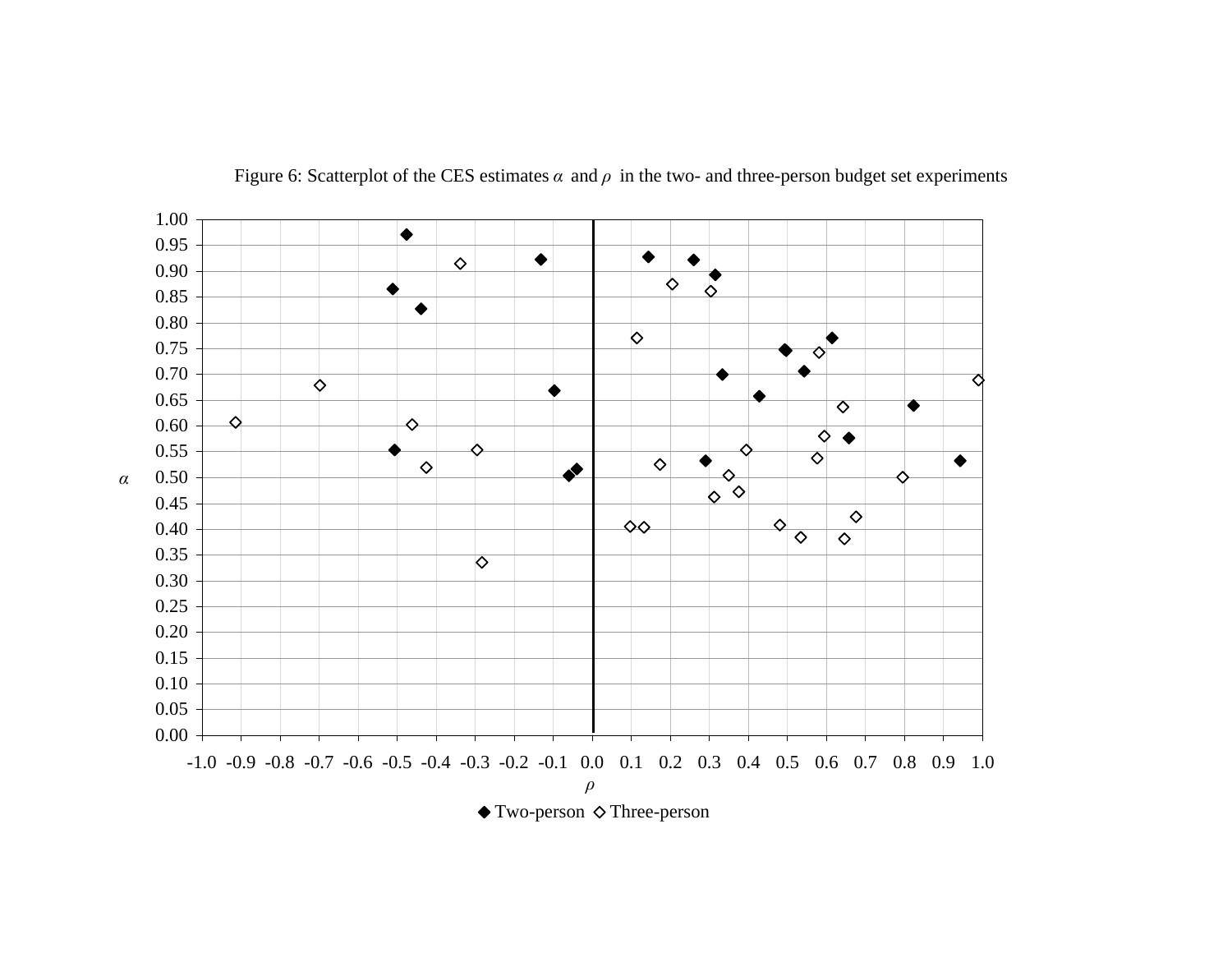Figure 6: Scatterplot of the CES estimates $\alpha$ and $\rho$ in the two- and three-person budget set experiments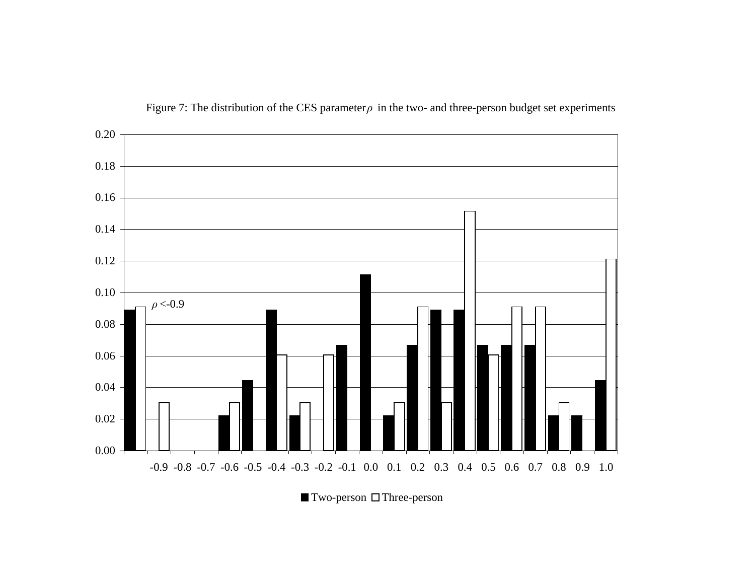Figure 7: The distribution of the CES parameter $\rho$ in the two- and three-person budget set experiments

| $\rho$ | Two-person | Three-person |
|---|---|---|
| $\rho$ <-0.9 | 0.089 | 0.091 |
| -0.9 | 0.000 | 0.030 |
| -0.8 | 0.000 | 0.000 |
| -0.7 | 0.000 | 0.000 |
| -0.6 | 0.022 | 0.030 |
| -0.5 | 0.044 | 0.000 |
| -0.4 | 0.089 | 0.061 |
| -0.3 | 0.022 | 0.030 |
| -0.2 | 0.000 | 0.061 |
| -0.1 | 0.067 | 0.000 |
| 0.0 | 0.111 | 0.000 |
| 0.1 | 0.022 | 0.030 |
| 0.2 | 0.067 | 0.091 |
| 0.3 | 0.089 | 0.030 |
| 0.4 | 0.089 | 0.152 |
| 0.5 | 0.067 | 0.061 |
| 0.6 | 0.067 | 0.091 |
| 0.7 | 0.067 | 0.091 |
| 0.8 | 0.022 | 0.030 |
| 0.9 | 0.022 | 0.000 |
| 1.0 | 0.044 | 0.121 |

■ Two-person □ Three-person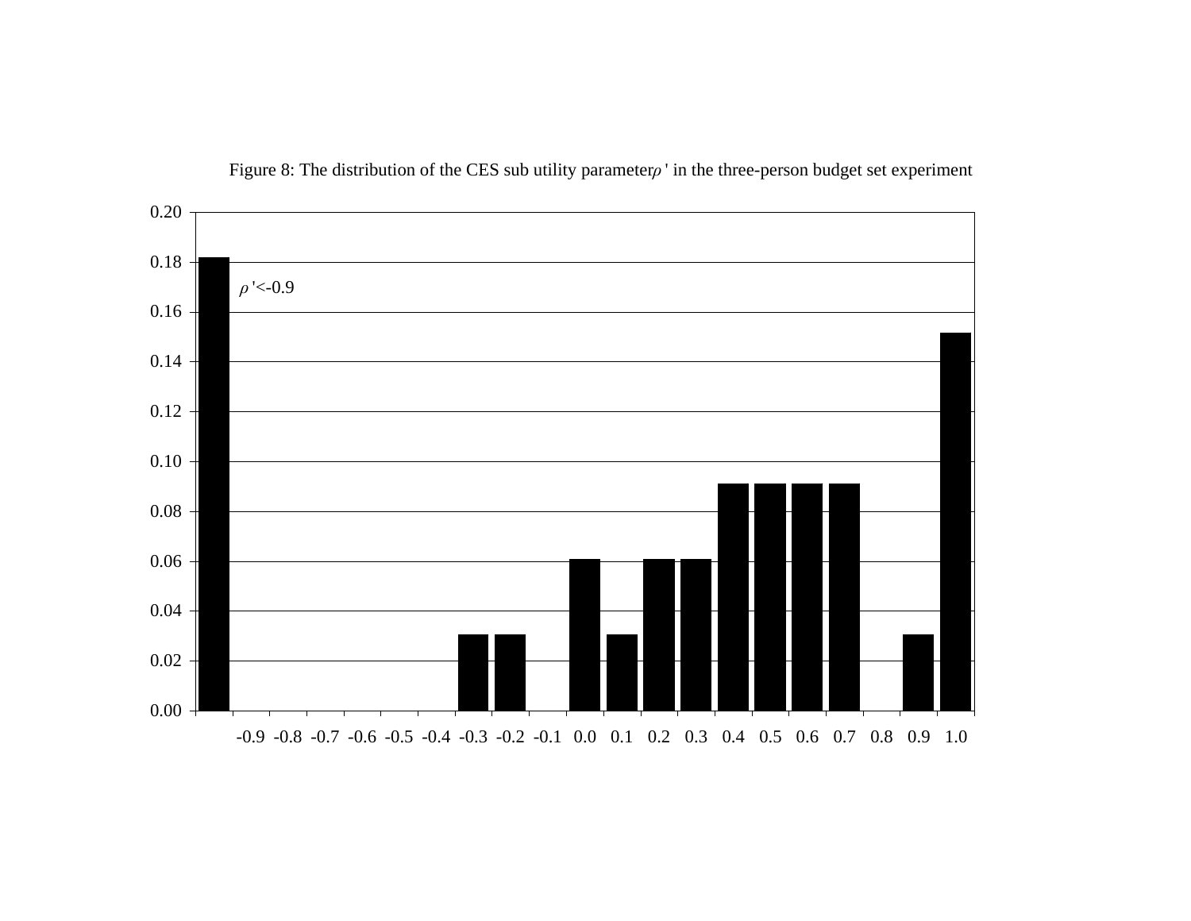Figure 8: The distribution of the CES sub utility parameter $\rho'$ in the three-person budget set experiment

| $\rho'$ | Fraction |
| --- | --- |
| $\rho'$<-0.9 | 0.18 |
| -0.9 | 0.00 |
| -0.8 | 0.00 |
| -0.7 | 0.00 |
| -0.6 | 0.00 |
| -0.5 | 0.00 |
| -0.4 | 0.00 |
| -0.3 | 0.03 |
| -0.2 | 0.03 |
| -0.1 | 0.00 |
| 0.0 | 0.06 |
| 0.1 | 0.03 |
| 0.2 | 0.06 |
| 0.3 | 0.06 |
| 0.4 | 0.09 |
| 0.5 | 0.09 |
| 0.6 | 0.09 |
| 0.7 | 0.09 |
| 0.8 | 0.00 |
| 0.9 | 0.03 |
| 1.0 | 0.15 |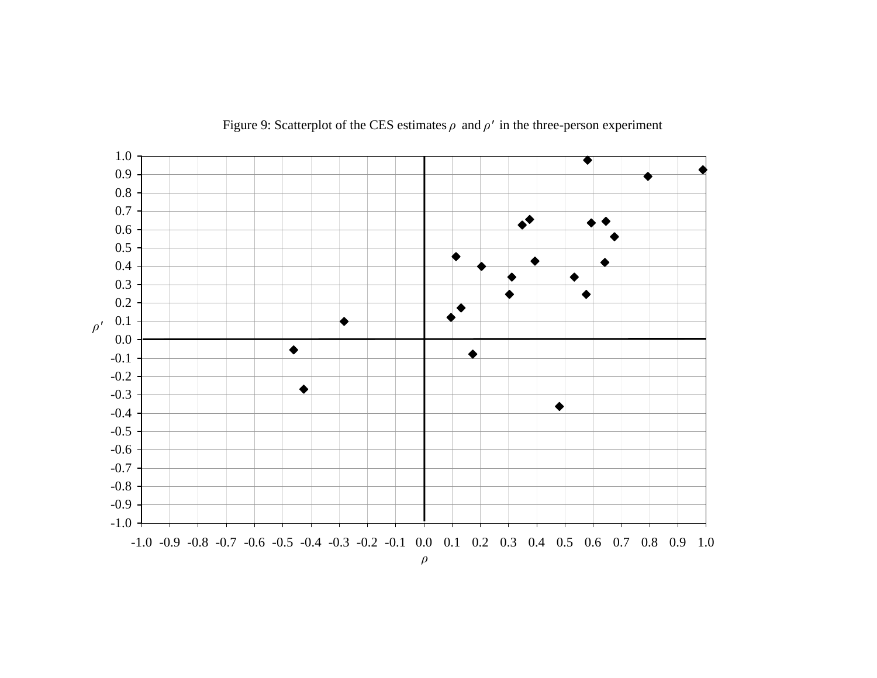Figure 9: Scatterplot of the CES estimates $\rho$ and $\rho'$ in the three-person experiment

1.0
0.9
0.8
0.7
0.6
0.5
0.4
0.3
0.2
0.1
0.0
-0.1
-0.2
-0.3
-0.4
-0.5
-0.6
-0.7
-0.8
-0.9
-1.0

$\rho'$

-1.0 -0.9 -0.8 -0.7 -0.6 -0.5 -0.4 -0.3 -0.2 -0.1 0.0 0.1 0.2 0.3 0.4 0.5 0.6 0.7 0.8 0.9 1.0

$\rho$